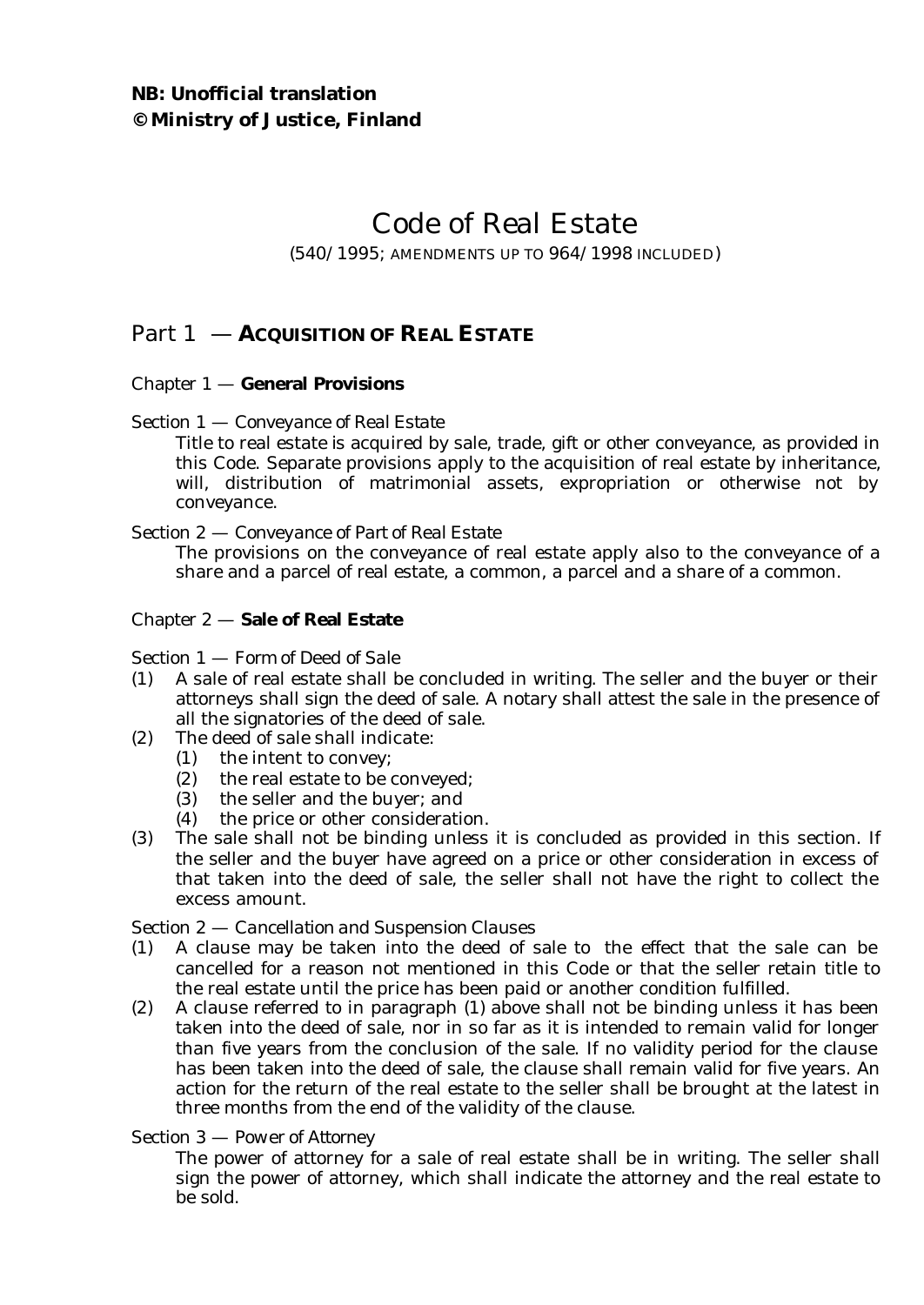**NB: Unofficial translation**
**© Ministry of Justice, Finland**

# Code of Real Estate

(540/1995; AMENDMENTS UP TO 964/1998 INCLUDED)

## Part 1 — ACQUISITION OF REAL ESTATE

### Chapter 1 — **General Provisions**

Section 1 — *Conveyance of Real Estate*

Title to real estate is acquired by sale, trade, gift or other conveyance, as provided in this Code. Separate provisions apply to the acquisition of real estate by inheritance, will, distribution of matrimonial assets, expropriation or otherwise not by conveyance.

Section 2 — *Conveyance of Part of Real Estate*

The provisions on the conveyance of real estate apply also to the conveyance of a share and a parcel of real estate, a common, a parcel and a share of a common.

### Chapter 2 — **Sale of Real Estate**

Section 1 — *Form of Deed of Sale*

(1) A sale of real estate shall be concluded in writing. The seller and the buyer or their attorneys shall sign the deed of sale. A notary shall attest the sale in the presence of all the signatories of the deed of sale.

(2) The deed of sale shall indicate:
   (1) the intent to convey;
   (2) the real estate to be conveyed;
   (3) the seller and the buyer; and
   (4) the price or other consideration.

(3) The sale shall not be binding unless it is concluded as provided in this section. If the seller and the buyer have agreed on a price or other consideration in excess of that taken into the deed of sale, the seller shall not have the right to collect the excess amount.

Section 2 — *Cancellation and Suspension Clauses*

(1) A clause may be taken into the deed of sale to the effect that the sale can be cancelled for a reason not mentioned in this Code or that the seller retain title to the real estate until the price has been paid or another condition fulfilled.

(2) A clause referred to in paragraph (1) above shall not be binding unless it has been taken into the deed of sale, nor in so far as it is intended to remain valid for longer than five years from the conclusion of the sale. If no validity period for the clause has been taken into the deed of sale, the clause shall remain valid for five years. An action for the return of the real estate to the seller shall be brought at the latest in three months from the end of the validity of the clause.

Section 3 — *Power of Attorney*

The power of attorney for a sale of real estate shall be in writing. The seller shall sign the power of attorney, which shall indicate the attorney and the real estate to be sold.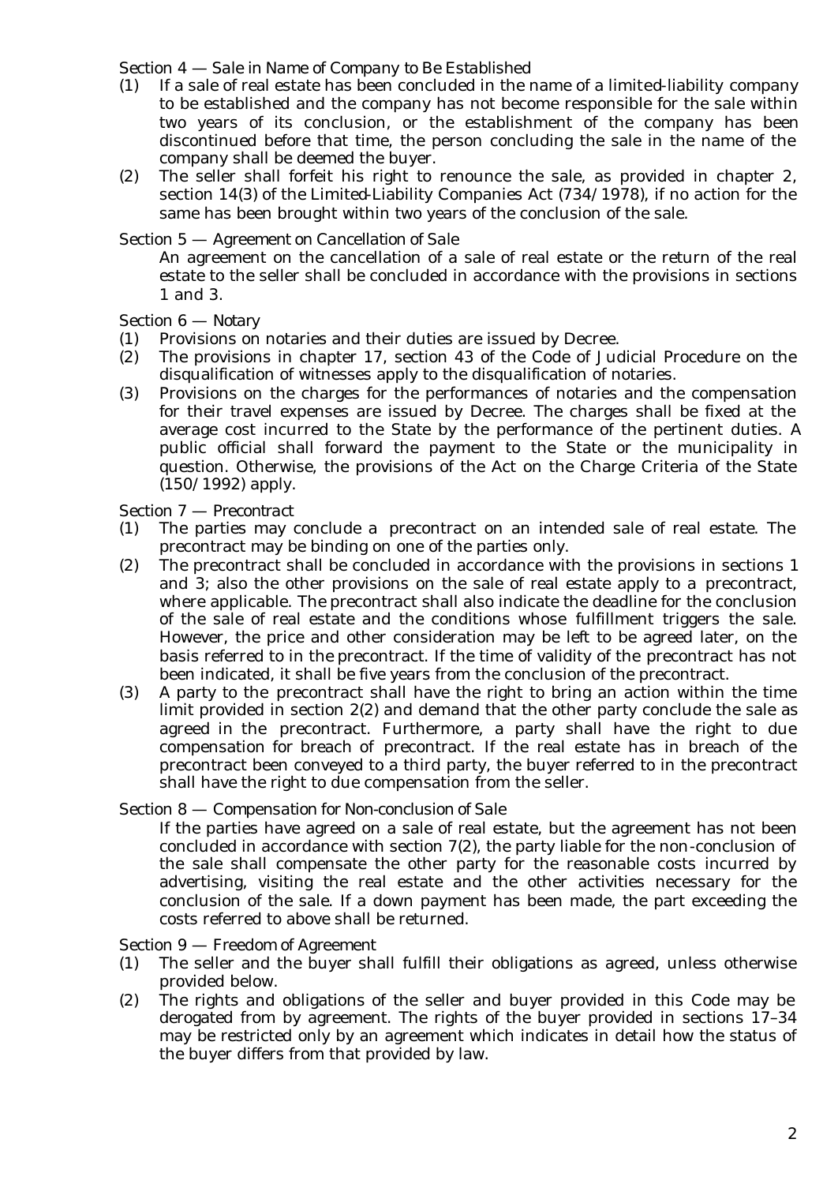### Section 4 — *Sale in Name of Company to Be Established*

(1) If a sale of real estate has been concluded in the name of a limited-liability company to be established and the company has not become responsible for the sale within two years of its conclusion, or the establishment of the company has been discontinued before that time, the person concluding the sale in the name of the company shall be deemed the buyer.

(2) The seller shall forfeit his right to renounce the sale, as provided in chapter 2, section 14(3) of the Limited-Liability Companies Act (734/1978), if no action for the same has been brought within two years of the conclusion of the sale.

### Section 5 — *Agreement on Cancellation of Sale*

An agreement on the cancellation of a sale of real estate or the return of the real estate to the seller shall be concluded in accordance with the provisions in sections 1 and 3.

### Section 6 — *Notary*

(1) Provisions on notaries and their duties are issued by Decree.

(2) The provisions in chapter 17, section 43 of the Code of Judicial Procedure on the disqualification of witnesses apply to the disqualification of notaries.

(3) Provisions on the charges for the performances of notaries and the compensation for their travel expenses are issued by Decree. The charges shall be fixed at the average cost incurred to the State by the performance of the pertinent duties. A public official shall forward the payment to the State or the municipality in question. Otherwise, the provisions of the Act on the Charge Criteria of the State (150/1992) apply.

### Section 7 — *Precontract*

(1) The parties may conclude a precontract on an intended sale of real estate. The precontract may be binding on one of the parties only.

(2) The precontract shall be concluded in accordance with the provisions in sections 1 and 3; also the other provisions on the sale of real estate apply to a precontract, where applicable. The precontract shall also indicate the deadline for the conclusion of the sale of real estate and the conditions whose fulfillment triggers the sale. However, the price and other consideration may be left to be agreed later, on the basis referred to in the precontract. If the time of validity of the precontract has not been indicated, it shall be five years from the conclusion of the precontract.

(3) A party to the precontract shall have the right to bring an action within the time limit provided in section 2(2) and demand that the other party conclude the sale as agreed in the precontract. Furthermore, a party shall have the right to due compensation for breach of precontract. If the real estate has in breach of the precontract been conveyed to a third party, the buyer referred to in the precontract shall have the right to due compensation from the seller.

### Section 8 — *Compensation for Non-conclusion of Sale*

If the parties have agreed on a sale of real estate, but the agreement has not been concluded in accordance with section 7(2), the party liable for the non-conclusion of the sale shall compensate the other party for the reasonable costs incurred by advertising, visiting the real estate and the other activities necessary for the conclusion of the sale. If a down payment has been made, the part exceeding the costs referred to above shall be returned.

### Section 9 — *Freedom of Agreement*

(1) The seller and the buyer shall fulfill their obligations as agreed, unless otherwise provided below.

(2) The rights and obligations of the seller and buyer provided in this Code may be derogated from by agreement. The rights of the buyer provided in sections 17–34 may be restricted only by an agreement which indicates in detail how the status of the buyer differs from that provided by law.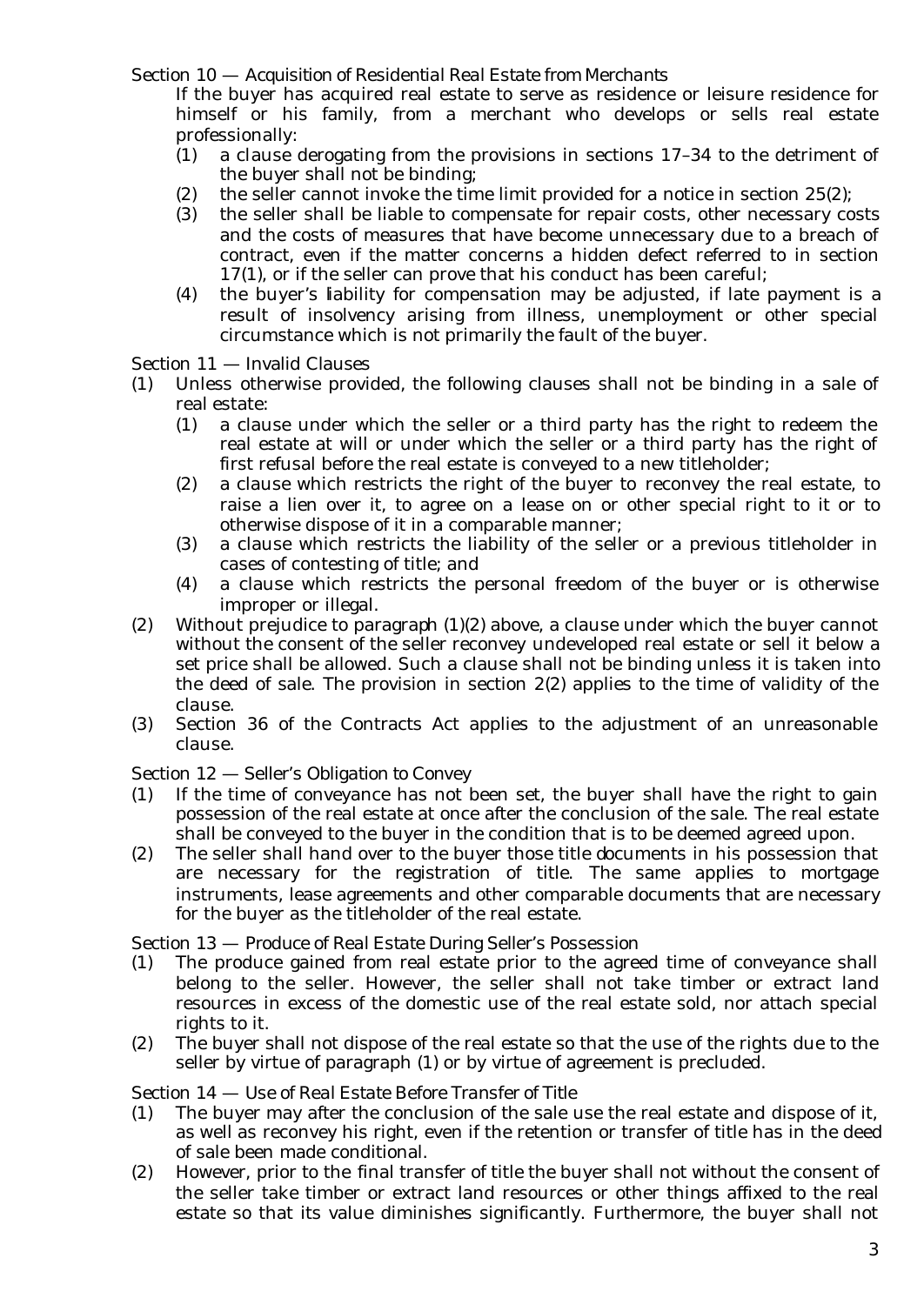Section 10 — *Acquisition of Residential Real Estate from Merchants*

If the buyer has acquired real estate to serve as residence or leisure residence for himself or his family, from a merchant who develops or sells real estate professionally:

(1) a clause derogating from the provisions in sections 17–34 to the detriment of the buyer shall not be binding;

(2) the seller cannot invoke the time limit provided for a notice in section 25(2);

(3) the seller shall be liable to compensate for repair costs, other necessary costs and the costs of measures that have become unnecessary due to a breach of contract, even if the matter concerns a hidden defect referred to in section 17(1), or if the seller can prove that his conduct has been careful;

(4) the buyer's liability for compensation may be adjusted, if late payment is a result of insolvency arising from illness, unemployment or other special circumstance which is not primarily the fault of the buyer.

Section 11 — *Invalid Clauses*

(1) Unless otherwise provided, the following clauses shall not be binding in a sale of real estate:

(1) a clause under which the seller or a third party has the right to redeem the real estate at will or under which the seller or a third party has the right of first refusal before the real estate is conveyed to a new titleholder;

(2) a clause which restricts the right of the buyer to reconvey the real estate, to raise a lien over it, to agree on a lease on or other special right to it or to otherwise dispose of it in a comparable manner;

(3) a clause which restricts the liability of the seller or a previous titleholder in cases of contesting of title; and

(4) a clause which restricts the personal freedom of the buyer or is otherwise improper or illegal.

(2) Without prejudice to paragraph (1)(2) above, a clause under which the buyer cannot without the consent of the seller reconvey undeveloped real estate or sell it below a set price shall be allowed. Such a clause shall not be binding unless it is taken into the deed of sale. The provision in section 2(2) applies to the time of validity of the clause.

(3) Section 36 of the Contracts Act applies to the adjustment of an unreasonable clause.

Section 12 — *Seller's Obligation to Convey*

(1) If the time of conveyance has not been set, the buyer shall have the right to gain possession of the real estate at once after the conclusion of the sale. The real estate shall be conveyed to the buyer in the condition that is to be deemed agreed upon.

(2) The seller shall hand over to the buyer those title documents in his possession that are necessary for the registration of title. The same applies to mortgage instruments, lease agreements and other comparable documents that are necessary for the buyer as the titleholder of the real estate.

Section 13 — *Produce of Real Estate During Seller's Possession*

(1) The produce gained from real estate prior to the agreed time of conveyance shall belong to the seller. However, the seller shall not take timber or extract land resources in excess of the domestic use of the real estate sold, nor attach special rights to it.

(2) The buyer shall not dispose of the real estate so that the use of the rights due to the seller by virtue of paragraph (1) or by virtue of agreement is precluded.

Section 14 — *Use of Real Estate Before Transfer of Title*

(1) The buyer may after the conclusion of the sale use the real estate and dispose of it, as well as reconvey his right, even if the retention or transfer of title has in the deed of sale been made conditional.

(2) However, prior to the final transfer of title the buyer shall not without the consent of the seller take timber or extract land resources or other things affixed to the real estate so that its value diminishes significantly. Furthermore, the buyer shall not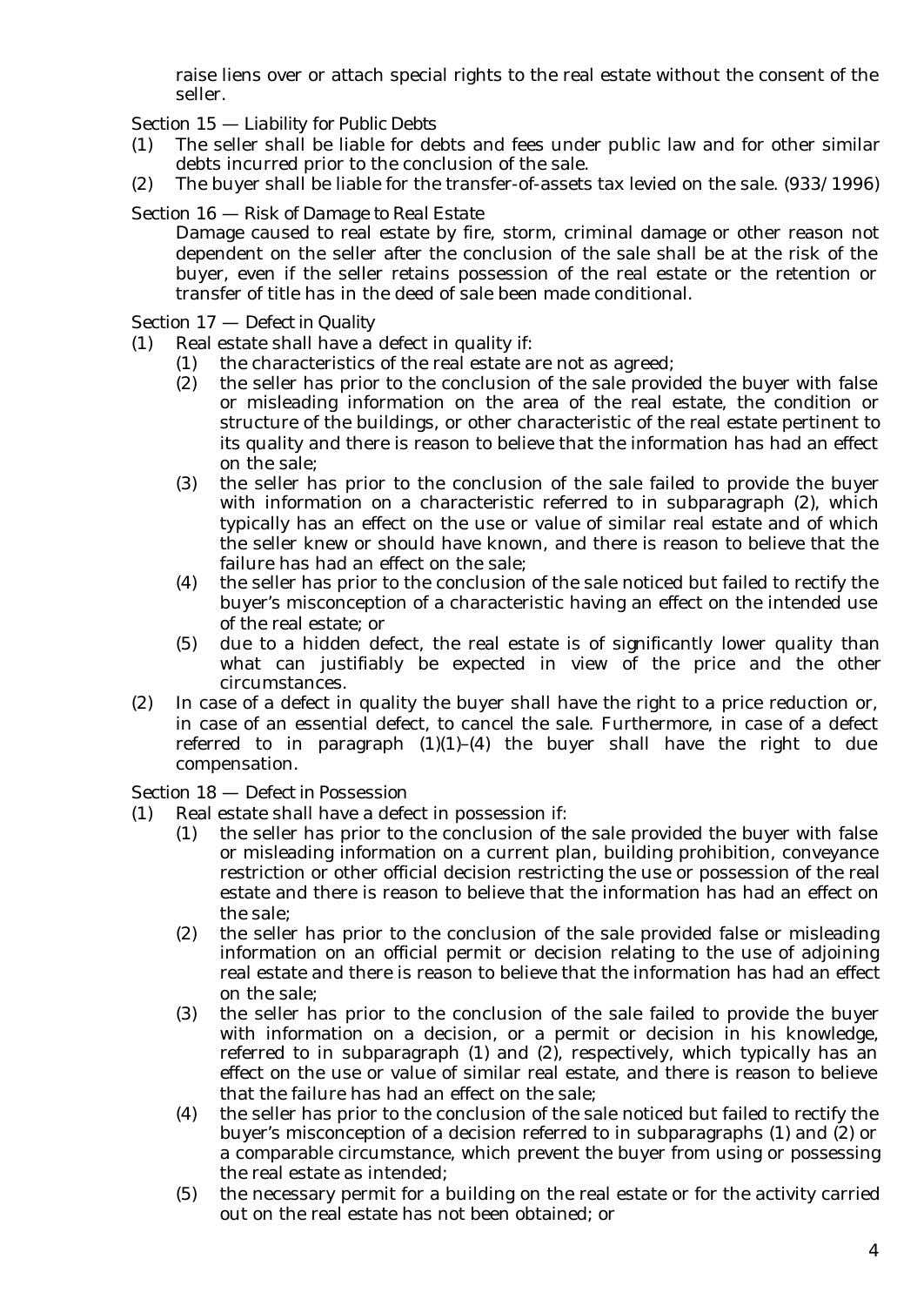raise liens over or attach special rights to the real estate without the consent of the seller.

### Section 15 — Liability for Public Debts

(1) The seller shall be liable for debts and fees under public law and for other similar debts incurred prior to the conclusion of the sale.

(2) The buyer shall be liable for the transfer-of-assets tax levied on the sale. (933/1996)

### Section 16 — Risk of Damage to Real Estate

Damage caused to real estate by fire, storm, criminal damage or other reason not dependent on the seller after the conclusion of the sale shall be at the risk of the buyer, even if the seller retains possession of the real estate or the retention or transfer of title has in the deed of sale been made conditional.

### Section 17 — Defect in Quality

(1) Real estate shall have a defect in quality if:

   (1) the characteristics of the real estate are not as agreed;

   (2) the seller has prior to the conclusion of the sale provided the buyer with false or misleading information on the area of the real estate, the condition or structure of the buildings, or other characteristic of the real estate pertinent to its quality and there is reason to believe that the information has had an effect on the sale;

   (3) the seller has prior to the conclusion of the sale failed to provide the buyer with information on a characteristic referred to in subparagraph (2), which typically has an effect on the use or value of similar real estate and of which the seller knew or should have known, and there is reason to believe that the failure has had an effect on the sale;

   (4) the seller has prior to the conclusion of the sale noticed but failed to rectify the buyer's misconception of a characteristic having an effect on the intended use of the real estate; or

   (5) due to a hidden defect, the real estate is of significantly lower quality than what can justifiably be expected in view of the price and the other circumstances.

(2) In case of a defect in quality the buyer shall have the right to a price reduction or, in case of an essential defect, to cancel the sale. Furthermore, in case of a defect referred to in paragraph (1)(1)–(4) the buyer shall have the right to due compensation.

### Section 18 — Defect in Possession

(1) Real estate shall have a defect in possession if:

   (1) the seller has prior to the conclusion of the sale provided the buyer with false or misleading information on a current plan, building prohibition, conveyance restriction or other official decision restricting the use or possession of the real estate and there is reason to believe that the information has had an effect on the sale;

   (2) the seller has prior to the conclusion of the sale provided false or misleading information on an official permit or decision relating to the use of adjoining real estate and there is reason to believe that the information has had an effect on the sale;

   (3) the seller has prior to the conclusion of the sale failed to provide the buyer with information on a decision, or a permit or decision in his knowledge, referred to in subparagraph (1) and (2), respectively, which typically has an effect on the use or value of similar real estate, and there is reason to believe that the failure has had an effect on the sale;

   (4) the seller has prior to the conclusion of the sale noticed but failed to rectify the buyer's misconception of a decision referred to in subparagraphs (1) and (2) or a comparable circumstance, which prevent the buyer from using or possessing the real estate as intended;

   (5) the necessary permit for a building on the real estate or for the activity carried out on the real estate has not been obtained; or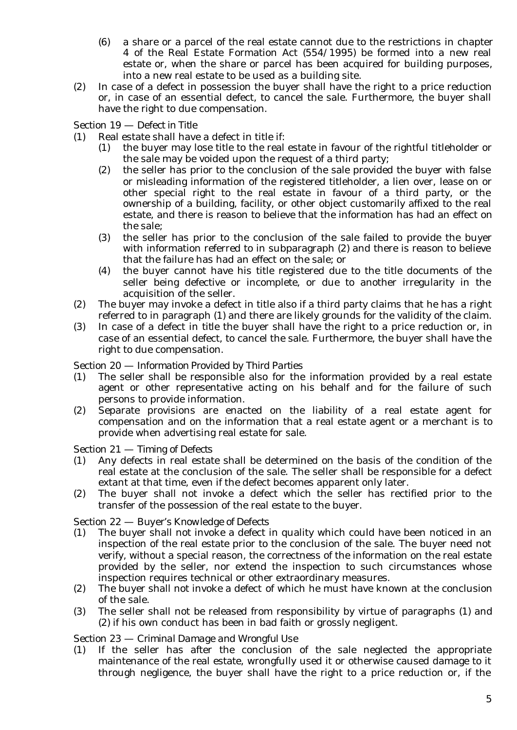(6) a share or a parcel of the real estate cannot due to the restrictions in chapter 4 of the Real Estate Formation Act (554/1995) be formed into a new real estate or, when the share or parcel has been acquired for building purposes, into a new real estate to be used as a building site.

(2) In case of a defect in possession the buyer shall have the right to a price reduction or, in case of an essential defect, to cancel the sale. Furthermore, the buyer shall have the right to due compensation.

### Section 19 — Defect in Title

(1) Real estate shall have a defect in title if:

(1) the buyer may lose title to the real estate in favour of the rightful titleholder or the sale may be voided upon the request of a third party;

(2) the seller has prior to the conclusion of the sale provided the buyer with false or misleading information of the registered titleholder, a lien over, lease on or other special right to the real estate in favour of a third party, or the ownership of a building, facility, or other object customarily affixed to the real estate, and there is reason to believe that the information has had an effect on the sale;

(3) the seller has prior to the conclusion of the sale failed to provide the buyer with information referred to in subparagraph (2) and there is reason to believe that the failure has had an effect on the sale; or

(4) the buyer cannot have his title registered due to the title documents of the seller being defective or incomplete, or due to another irregularity in the acquisition of the seller.

(2) The buyer may invoke a defect in title also if a third party claims that he has a right referred to in paragraph (1) and there are likely grounds for the validity of the claim.

(3) In case of a defect in title the buyer shall have the right to a price reduction or, in case of an essential defect, to cancel the sale. Furthermore, the buyer shall have the right to due compensation.

### Section 20 — Information Provided by Third Parties

(1) The seller shall be responsible also for the information provided by a real estate agent or other representative acting on his behalf and for the failure of such persons to provide information.

(2) Separate provisions are enacted on the liability of a real estate agent for compensation and on the information that a real estate agent or a merchant is to provide when advertising real estate for sale.

### Section 21 — Timing of Defects

(1) Any defects in real estate shall be determined on the basis of the condition of the real estate at the conclusion of the sale. The seller shall be responsible for a defect extant at that time, even if the defect becomes apparent only later.

(2) The buyer shall not invoke a defect which the seller has rectified prior to the transfer of the possession of the real estate to the buyer.

### Section 22 — Buyer's Knowledge of Defects

(1) The buyer shall not invoke a defect in quality which could have been noticed in an inspection of the real estate prior to the conclusion of the sale. The buyer need not verify, without a special reason, the correctness of the information on the real estate provided by the seller, nor extend the inspection to such circumstances whose inspection requires technical or other extraordinary measures.

(2) The buyer shall not invoke a defect of which he must have known at the conclusion of the sale.

(3) The seller shall not be released from responsibility by virtue of paragraphs (1) and (2) if his own conduct has been in bad faith or grossly negligent.

### Section 23 — Criminal Damage and Wrongful Use

(1) If the seller has after the conclusion of the sale neglected the appropriate maintenance of the real estate, wrongfully used it or otherwise caused damage to it through negligence, the buyer shall have the right to a price reduction or, if the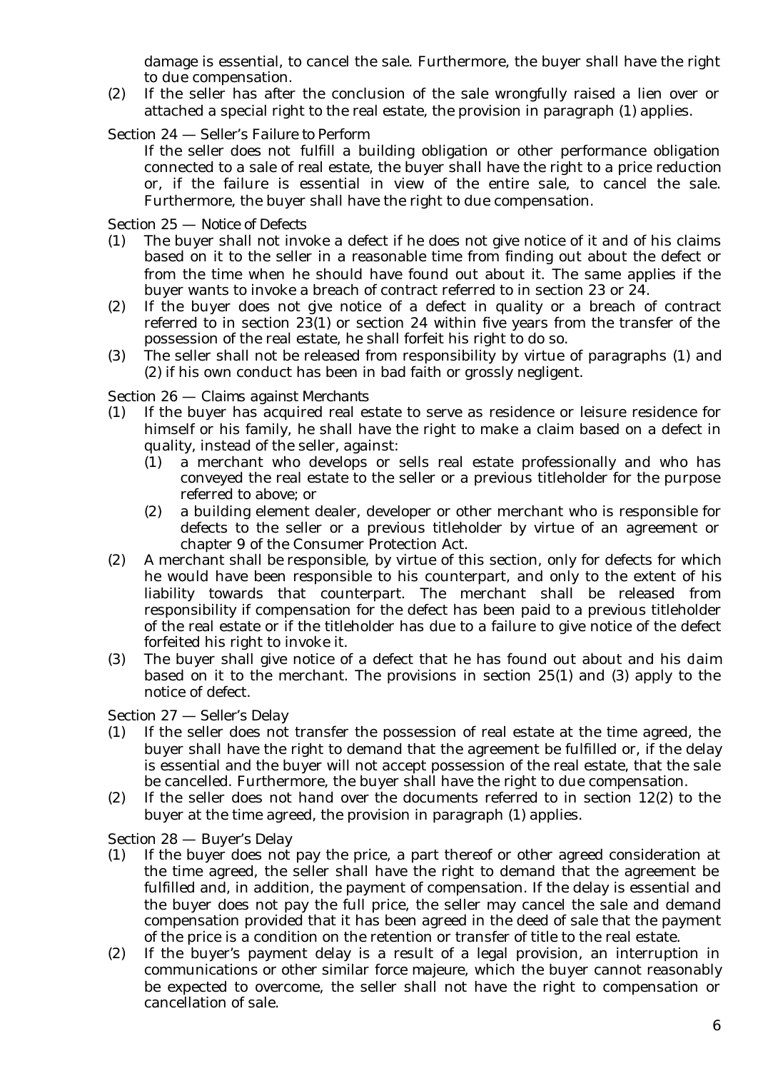damage is essential, to cancel the sale. Furthermore, the buyer shall have the right to due compensation.

(2) If the seller has after the conclusion of the sale wrongfully raised a lien over or attached a special right to the real estate, the provision in paragraph (1) applies.

Section 24 — *Seller's Failure to Perform*

If the seller does not fulfill a building obligation or other performance obligation connected to a sale of real estate, the buyer shall have the right to a price reduction or, if the failure is essential in view of the entire sale, to cancel the sale. Furthermore, the buyer shall have the right to due compensation.

Section 25 — *Notice of Defects*

(1) The buyer shall not invoke a defect if he does not give notice of it and of his claims based on it to the seller in a reasonable time from finding out about the defect or from the time when he should have found out about it. The same applies if the buyer wants to invoke a breach of contract referred to in section 23 or 24.

(2) If the buyer does not give notice of a defect in quality or a breach of contract referred to in section 23(1) or section 24 within five years from the transfer of the possession of the real estate, he shall forfeit his right to do so.

(3) The seller shall not be released from responsibility by virtue of paragraphs (1) and (2) if his own conduct has been in bad faith or grossly negligent.

Section 26 — *Claims against Merchants*

(1) If the buyer has acquired real estate to serve as residence or leisure residence for himself or his family, he shall have the right to make a claim based on a defect in quality, instead of the seller, against:
   (1) a merchant who develops or sells real estate professionally and who has conveyed the real estate to the seller or a previous titleholder for the purpose referred to above; or
   (2) a building element dealer, developer or other merchant who is responsible for defects to the seller or a previous titleholder by virtue of an agreement or chapter 9 of the Consumer Protection Act.

(2) A merchant shall be responsible, by virtue of this section, only for defects for which he would have been responsible to his counterpart, and only to the extent of his liability towards that counterpart. The merchant shall be released from responsibility if compensation for the defect has been paid to a previous titleholder of the real estate or if the titleholder has due to a failure to give notice of the defect forfeited his right to invoke it.

(3) The buyer shall give notice of a defect that he has found out about and his claim based on it to the merchant. The provisions in section 25(1) and (3) apply to the notice of defect.

Section 27 — *Seller's Delay*

(1) If the seller does not transfer the possession of real estate at the time agreed, the buyer shall have the right to demand that the agreement be fulfilled or, if the delay is essential and the buyer will not accept possession of the real estate, that the sale be cancelled. Furthermore, the buyer shall have the right to due compensation.

(2) If the seller does not hand over the documents referred to in section 12(2) to the buyer at the time agreed, the provision in paragraph (1) applies.

Section 28 — *Buyer's Delay*

(1) If the buyer does not pay the price, a part thereof or other agreed consideration at the time agreed, the seller shall have the right to demand that the agreement be fulfilled and, in addition, the payment of compensation. If the delay is essential and the buyer does not pay the full price, the seller may cancel the sale and demand compensation provided that it has been agreed in the deed of sale that the payment of the price is a condition on the retention or transfer of title to the real estate.

(2) If the buyer's payment delay is a result of a legal provision, an interruption in communications or other similar force majeure, which the buyer cannot reasonably be expected to overcome, the seller shall not have the right to compensation or cancellation of sale.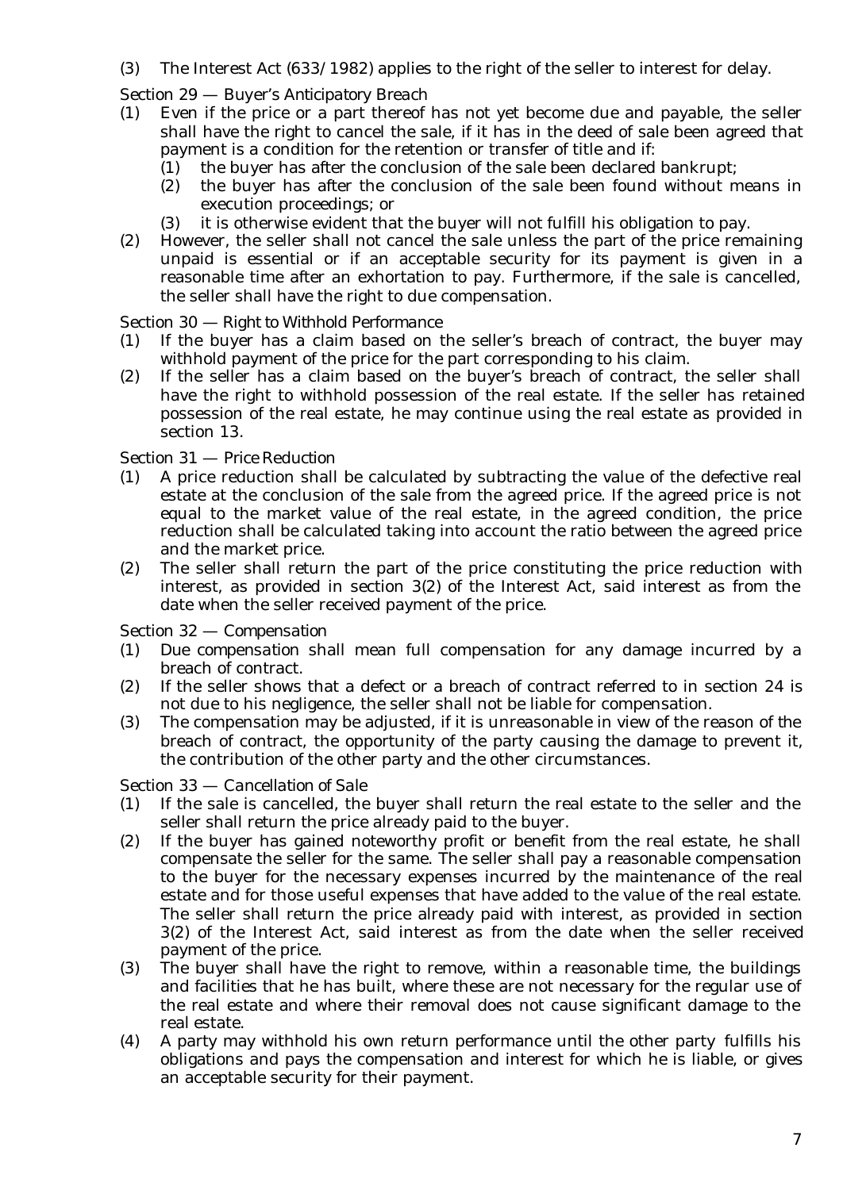(3) The Interest Act (633/1982) applies to the right of the seller to interest for delay.

Section 29 — Buyer's Anticipatory Breach

(1) Even if the price or a part thereof has not yet become due and payable, the seller shall have the right to cancel the sale, if it has in the deed of sale been agreed that payment is a condition for the retention or transfer of title and if:
   (1) the buyer has after the conclusion of the sale been declared bankrupt;
   (2) the buyer has after the conclusion of the sale been found without means in execution proceedings; or
   (3) it is otherwise evident that the buyer will not fulfill his obligation to pay.

(2) However, the seller shall not cancel the sale unless the part of the price remaining unpaid is essential or if an acceptable security for its payment is given in a reasonable time after an exhortation to pay. Furthermore, if the sale is cancelled, the seller shall have the right to due compensation.

Section 30 — Right to Withhold Performance

(1) If the buyer has a claim based on the seller's breach of contract, the buyer may withhold payment of the price for the part corresponding to his claim.

(2) If the seller has a claim based on the buyer's breach of contract, the seller shall have the right to withhold possession of the real estate. If the seller has retained possession of the real estate, he may continue using the real estate as provided in section 13.

Section 31 — Price Reduction

(1) A price reduction shall be calculated by subtracting the value of the defective real estate at the conclusion of the sale from the agreed price. If the agreed price is not equal to the market value of the real estate, in the agreed condition, the price reduction shall be calculated taking into account the ratio between the agreed price and the market price.

(2) The seller shall return the part of the price constituting the price reduction with interest, as provided in section 3(2) of the Interest Act, said interest as from the date when the seller received payment of the price.

Section 32 — Compensation

(1) Due compensation shall mean full compensation for any damage incurred by a breach of contract.

(2) If the seller shows that a defect or a breach of contract referred to in section 24 is not due to his negligence, the seller shall not be liable for compensation.

(3) The compensation may be adjusted, if it is unreasonable in view of the reason of the breach of contract, the opportunity of the party causing the damage to prevent it, the contribution of the other party and the other circumstances.

Section 33 — Cancellation of Sale

(1) If the sale is cancelled, the buyer shall return the real estate to the seller and the seller shall return the price already paid to the buyer.

(2) If the buyer has gained noteworthy profit or benefit from the real estate, he shall compensate the seller for the same. The seller shall pay a reasonable compensation to the buyer for the necessary expenses incurred by the maintenance of the real estate and for those useful expenses that have added to the value of the real estate. The seller shall return the price already paid with interest, as provided in section 3(2) of the Interest Act, said interest as from the date when the seller received payment of the price.

(3) The buyer shall have the right to remove, within a reasonable time, the buildings and facilities that he has built, where these are not necessary for the regular use of the real estate and where their removal does not cause significant damage to the real estate.

(4) A party may withhold his own return performance until the other party fulfills his obligations and pays the compensation and interest for which he is liable, or gives an acceptable security for their payment.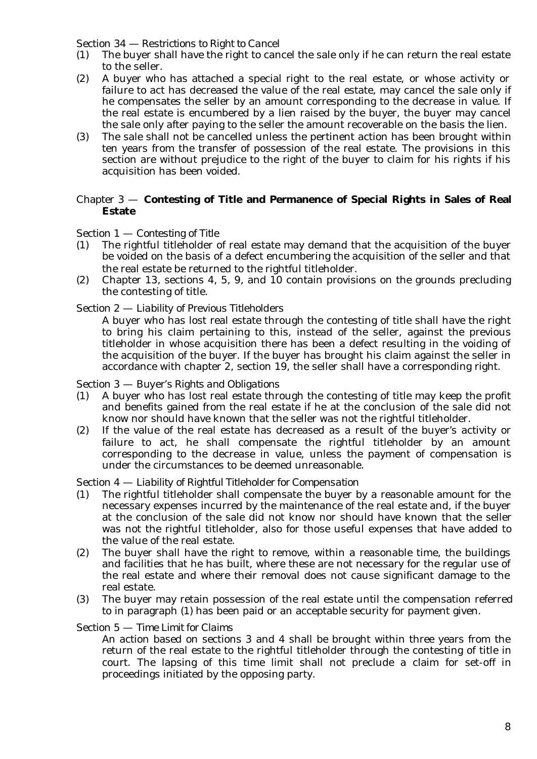Section 34 — *Restrictions to Right to Cancel*

(1) The buyer shall have the right to cancel the sale only if he can return the real estate to the seller.

(2) A buyer who has attached a special right to the real estate, or whose activity or failure to act has decreased the value of the real estate, may cancel the sale only if he compensates the seller by an amount corresponding to the decrease in value. If the real estate is encumbered by a lien raised by the buyer, the buyer may cancel the sale only after paying to the seller the amount recoverable on the basis the lien.

(3) The sale shall not be cancelled unless the pertinent action has been brought within ten years from the transfer of possession of the real estate. The provisions in this section are without prejudice to the right of the buyer to claim for his rights if his acquisition has been voided.

## Chapter 3 — **Contesting of Title and Permanence of Special Rights in Sales of Real Estate**

Section 1 — *Contesting of Title*

(1) The rightful titleholder of real estate may demand that the acquisition of the buyer be voided on the basis of a defect encumbering the acquisition of the seller and that the real estate be returned to the rightful titleholder.

(2) Chapter 13, sections 4, 5, 9, and 10 contain provisions on the grounds precluding the contesting of title.

Section 2 — *Liability of Previous Titleholders*

A buyer who has lost real estate through the contesting of title shall have the right to bring his claim pertaining to this, instead of the seller, against the previous titleholder in whose acquisition there has been a defect resulting in the voiding of the acquisition of the buyer. If the buyer has brought his claim against the seller in accordance with chapter 2, section 19, the seller shall have a corresponding right.

Section 3 — *Buyer's Rights and Obligations*

(1) A buyer who has lost real estate through the contesting of title may keep the profit and benefits gained from the real estate if he at the conclusion of the sale did not know nor should have known that the seller was not the rightful titleholder.

(2) If the value of the real estate has decreased as a result of the buyer's activity or failure to act, he shall compensate the rightful titleholder by an amount corresponding to the decrease in value, unless the payment of compensation is under the circumstances to be deemed unreasonable.

Section 4 — *Liability of Rightful Titleholder for Compensation*

(1) The rightful titleholder shall compensate the buyer by a reasonable amount for the necessary expenses incurred by the maintenance of the real estate and, if the buyer at the conclusion of the sale did not know nor should have known that the seller was not the rightful titleholder, also for those useful expenses that have added to the value of the real estate.

(2) The buyer shall have the right to remove, within a reasonable time, the buildings and facilities that he has built, where these are not necessary for the regular use of the real estate and where their removal does not cause significant damage to the real estate.

(3) The buyer may retain possession of the real estate until the compensation referred to in paragraph (1) has been paid or an acceptable security for payment given.

Section 5 — *Time Limit for Claims*

An action based on sections 3 and 4 shall be brought within three years from the return of the real estate to the rightful titleholder through the contesting of title in court. The lapsing of this time limit shall not preclude a claim for set-off in proceedings initiated by the opposing party.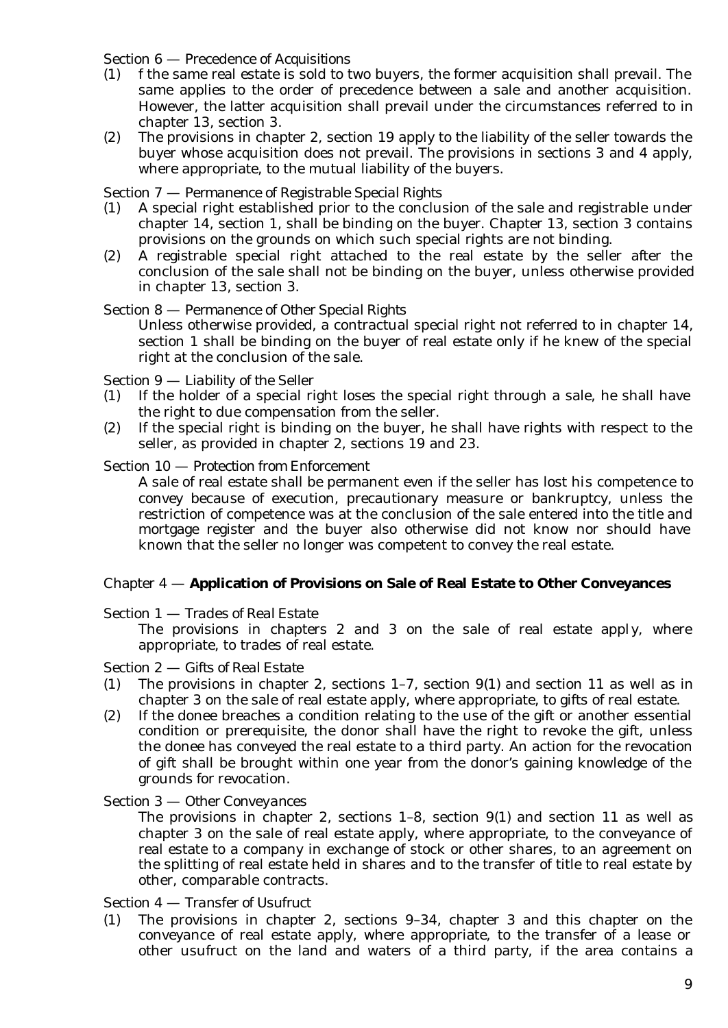Section 6 — *Precedence of Acquisitions*

(1) f the same real estate is sold to two buyers, the former acquisition shall prevail. The same applies to the order of precedence between a sale and another acquisition. However, the latter acquisition shall prevail under the circumstances referred to in chapter 13, section 3.

(2) The provisions in chapter 2, section 19 apply to the liability of the seller towards the buyer whose acquisition does not prevail. The provisions in sections 3 and 4 apply, where appropriate, to the mutual liability of the buyers.

Section 7 — *Permanence of Registrable Special Rights*

(1) A special right established prior to the conclusion of the sale and registrable under chapter 14, section 1, shall be binding on the buyer. Chapter 13, section 3 contains provisions on the grounds on which such special rights are not binding.

(2) A registrable special right attached to the real estate by the seller after the conclusion of the sale shall not be binding on the buyer, unless otherwise provided in chapter 13, section 3.

Section 8 — *Permanence of Other Special Rights*

Unless otherwise provided, a contractual special right not referred to in chapter 14, section 1 shall be binding on the buyer of real estate only if he knew of the special right at the conclusion of the sale.

Section 9 — *Liability of the Seller*

(1) If the holder of a special right loses the special right through a sale, he shall have the right to due compensation from the seller.

(2) If the special right is binding on the buyer, he shall have rights with respect to the seller, as provided in chapter 2, sections 19 and 23.

Section 10 — *Protection from Enforcement*

A sale of real estate shall be permanent even if the seller has lost his competence to convey because of execution, precautionary measure or bankruptcy, unless the restriction of competence was at the conclusion of the sale entered into the title and mortgage register and the buyer also otherwise did not know nor should have known that the seller no longer was competent to convey the real estate.

## Chapter 4 — **Application of Provisions on Sale of Real Estate to Other Conveyances**

Section 1 — *Trades of Real Estate*

The provisions in chapters 2 and 3 on the sale of real estate apply, where appropriate, to trades of real estate.

Section 2 — *Gifts of Real Estate*

(1) The provisions in chapter 2, sections 1–7, section 9(1) and section 11 as well as in chapter 3 on the sale of real estate apply, where appropriate, to gifts of real estate.

(2) If the donee breaches a condition relating to the use of the gift or another essential condition or prerequisite, the donor shall have the right to revoke the gift, unless the donee has conveyed the real estate to a third party. An action for the revocation of gift shall be brought within one year from the donor's gaining knowledge of the grounds for revocation.

Section 3 — *Other Conveyances*

The provisions in chapter 2, sections 1–8, section 9(1) and section 11 as well as chapter 3 on the sale of real estate apply, where appropriate, to the conveyance of real estate to a company in exchange of stock or other shares, to an agreement on the splitting of real estate held in shares and to the transfer of title to real estate by other, comparable contracts.

Section 4 — *Transfer of Usufruct*

(1) The provisions in chapter 2, sections 9–34, chapter 3 and this chapter on the conveyance of real estate apply, where appropriate, to the transfer of a lease or other usufruct on the land and waters of a third party, if the area contains a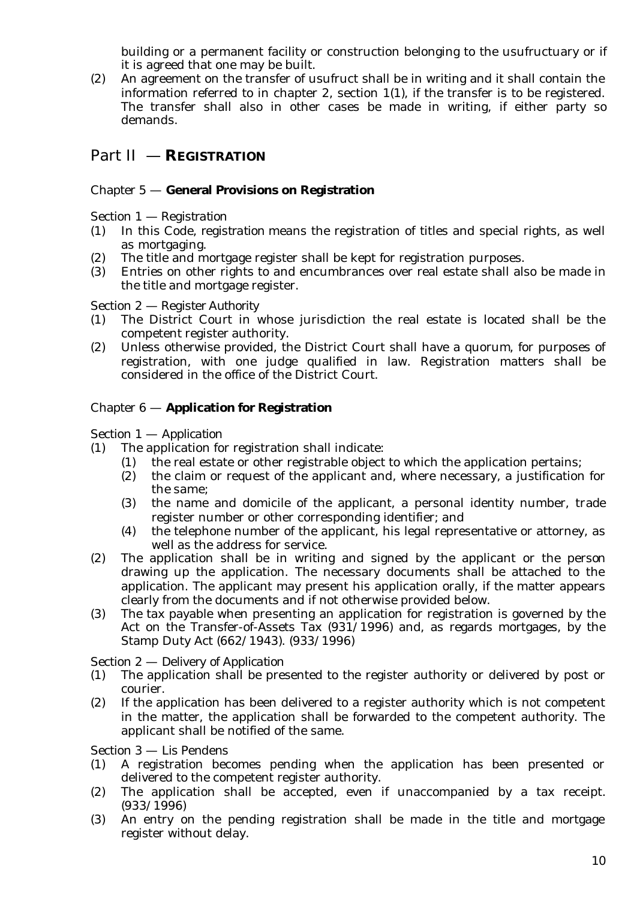building or a permanent facility or construction belonging to the usufructuary or if it is agreed that one may be built.

(2) An agreement on the transfer of usufruct shall be in writing and it shall contain the information referred to in chapter 2, section 1(1), if the transfer is to be registered. The transfer shall also in other cases be made in writing, if either party so demands.

# Part II — REGISTRATION

## Chapter 5 — **General Provisions on Registration**

Section 1 — Registration

(1) In this Code, registration means the registration of titles and special rights, as well as mortgaging.

(2) The title and mortgage register shall be kept for registration purposes.

(3) Entries on other rights to and encumbrances over real estate shall also be made in the title and mortgage register.

Section 2 — Register Authority

(1) The District Court in whose jurisdiction the real estate is located shall be the competent register authority.

(2) Unless otherwise provided, the District Court shall have a quorum, for purposes of registration, with one judge qualified in law. Registration matters shall be considered in the office of the District Court.

## Chapter 6 — **Application for Registration**

Section 1 — Application

(1) The application for registration shall indicate:
   - (1) the real estate or other registrable object to which the application pertains;
   - (2) the claim or request of the applicant and, where necessary, a justification for the same;
   - (3) the name and domicile of the applicant, a personal identity number, trade register number or other corresponding identifier; and
   - (4) the telephone number of the applicant, his legal representative or attorney, as well as the address for service.

(2) The application shall be in writing and signed by the applicant or the person drawing up the application. The necessary documents shall be attached to the application. The applicant may present his application orally, if the matter appears clearly from the documents and if not otherwise provided below.

(3) The tax payable when presenting an application for registration is governed by the Act on the Transfer-of-Assets Tax (931/1996) and, as regards mortgages, by the Stamp Duty Act (662/1943). (933/1996)

Section 2 — Delivery of Application

(1) The application shall be presented to the register authority or delivered by post or courier.

(2) If the application has been delivered to a register authority which is not competent in the matter, the application shall be forwarded to the competent authority. The applicant shall be notified of the same.

Section 3 — Lis Pendens

(1) A registration becomes pending when the application has been presented or delivered to the competent register authority.

(2) The application shall be accepted, even if unaccompanied by a tax receipt. (933/1996)

(3) An entry on the pending registration shall be made in the title and mortgage register without delay.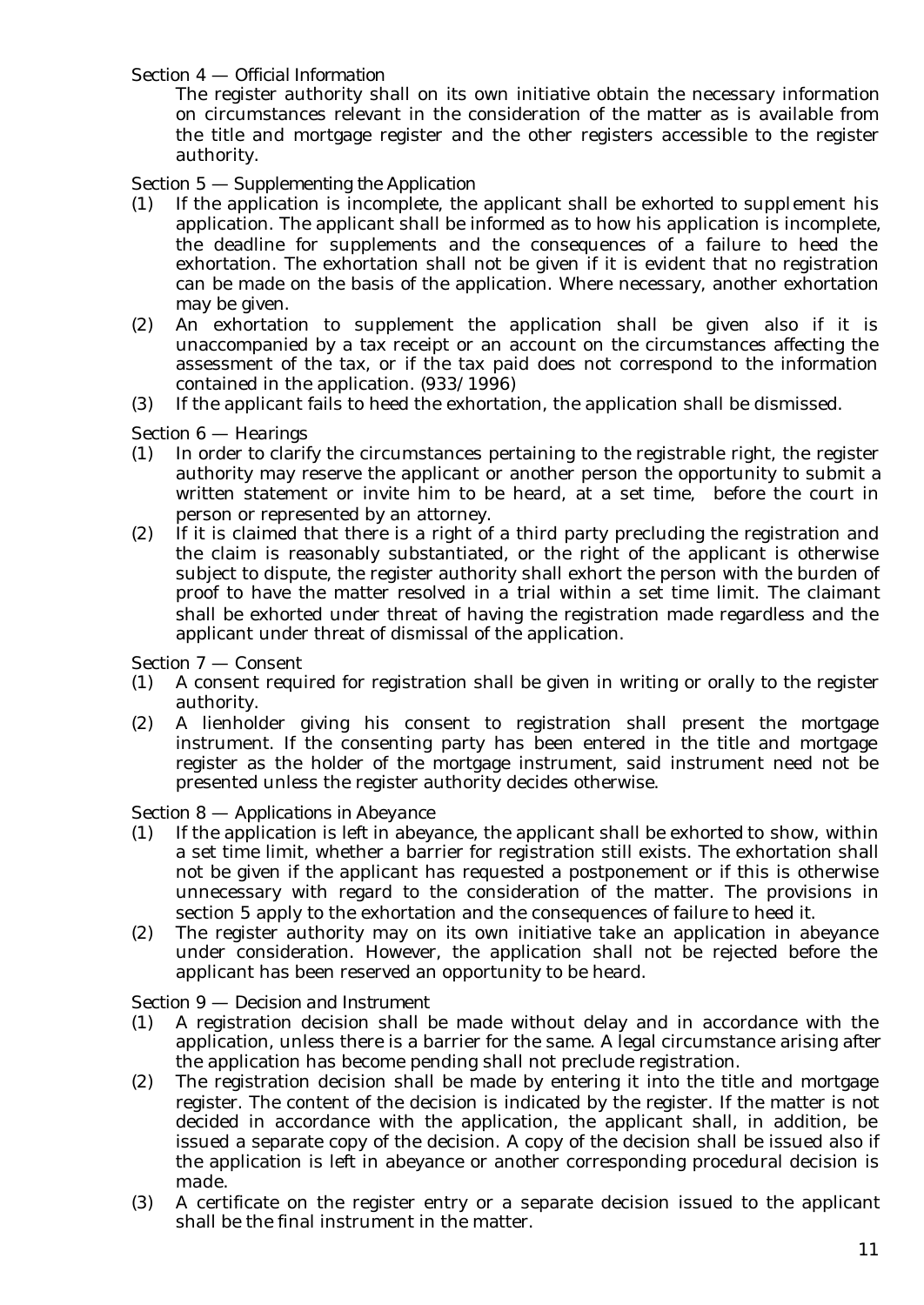### Section 4 — *Official Information*

The register authority shall on its own initiative obtain the necessary information on circumstances relevant in the consideration of the matter as is available from the title and mortgage register and the other registers accessible to the register authority.

### Section 5 — *Supplementing the Application*

(1) If the application is incomplete, the applicant shall be exhorted to supplement his application. The applicant shall be informed as to how his application is incomplete, the deadline for supplements and the consequences of a failure to heed the exhortation. The exhortation shall not be given if it is evident that no registration can be made on the basis of the application. Where necessary, another exhortation may be given.

(2) An exhortation to supplement the application shall be given also if it is unaccompanied by a tax receipt or an account on the circumstances affecting the assessment of the tax, or if the tax paid does not correspond to the information contained in the application. (933/1996)

(3) If the applicant fails to heed the exhortation, the application shall be dismissed.

### Section 6 — *Hearings*

(1) In order to clarify the circumstances pertaining to the registrable right, the register authority may reserve the applicant or another person the opportunity to submit a written statement or invite him to be heard, at a set time, before the court in person or represented by an attorney.

(2) If it is claimed that there is a right of a third party precluding the registration and the claim is reasonably substantiated, or the right of the applicant is otherwise subject to dispute, the register authority shall exhort the person with the burden of proof to have the matter resolved in a trial within a set time limit. The claimant shall be exhorted under threat of having the registration made regardless and the applicant under threat of dismissal of the application.

### Section 7 — *Consent*

(1) A consent required for registration shall be given in writing or orally to the register authority.

(2) A lienholder giving his consent to registration shall present the mortgage instrument. If the consenting party has been entered in the title and mortgage register as the holder of the mortgage instrument, said instrument need not be presented unless the register authority decides otherwise.

### Section 8 — *Applications in Abeyance*

(1) If the application is left in abeyance, the applicant shall be exhorted to show, within a set time limit, whether a barrier for registration still exists. The exhortation shall not be given if the applicant has requested a postponement or if this is otherwise unnecessary with regard to the consideration of the matter. The provisions in section 5 apply to the exhortation and the consequences of failure to heed it.

(2) The register authority may on its own initiative take an application in abeyance under consideration. However, the application shall not be rejected before the applicant has been reserved an opportunity to be heard.

### Section 9 — *Decision and Instrument*

(1) A registration decision shall be made without delay and in accordance with the application, unless there is a barrier for the same. A legal circumstance arising after the application has become pending shall not preclude registration.

(2) The registration decision shall be made by entering it into the title and mortgage register. The content of the decision is indicated by the register. If the matter is not decided in accordance with the application, the applicant shall, in addition, be issued a separate copy of the decision. A copy of the decision shall be issued also if the application is left in abeyance or another corresponding procedural decision is made.

(3) A certificate on the register entry or a separate decision issued to the applicant shall be the final instrument in the matter.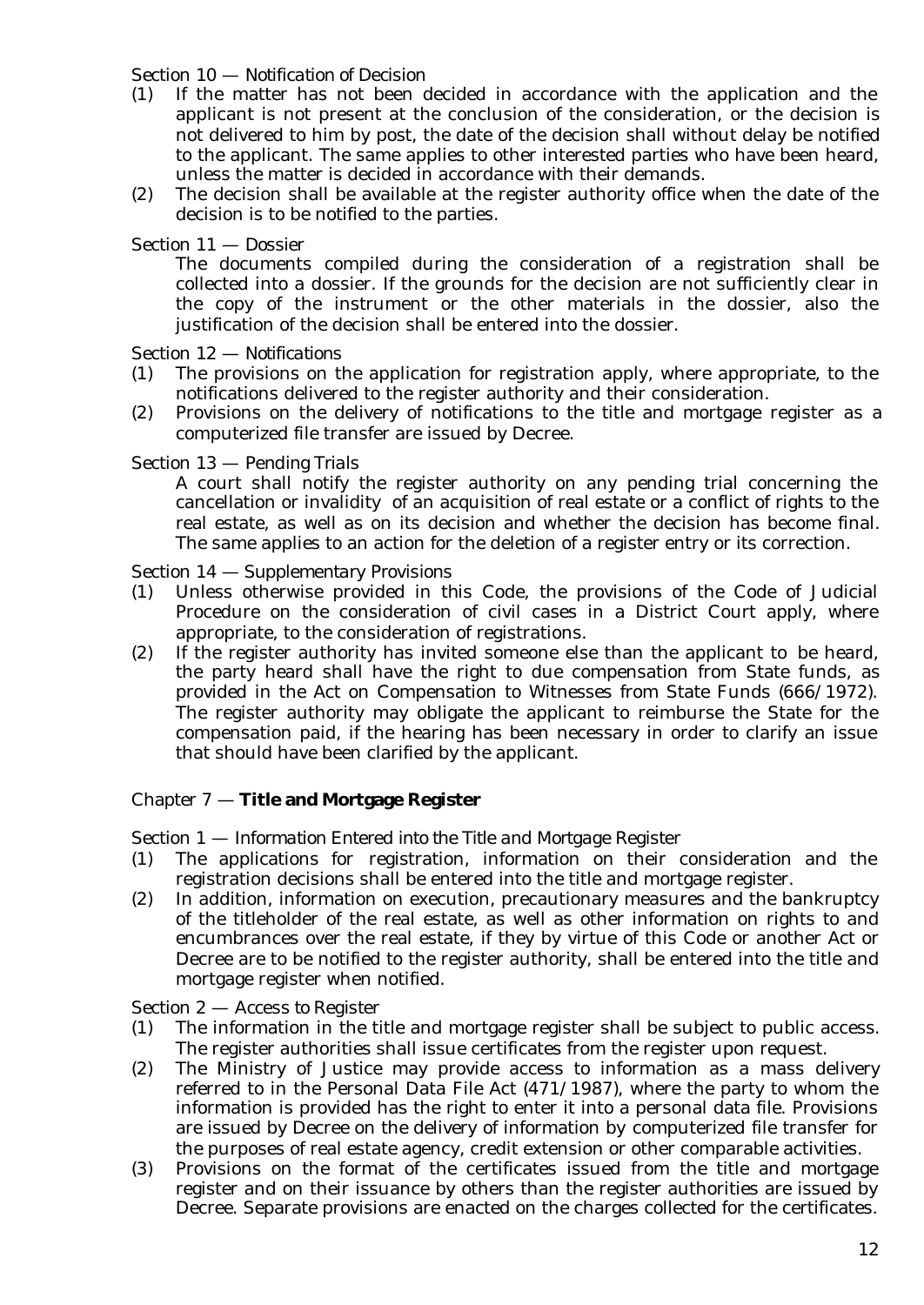*Section 10 — Notification of Decision*

(1) If the matter has not been decided in accordance with the application and the applicant is not present at the conclusion of the consideration, or the decision is not delivered to him by post, the date of the decision shall without delay be notified to the applicant. The same applies to other interested parties who have been heard, unless the matter is decided in accordance with their demands.
(2) The decision shall be available at the register authority office when the date of the decision is to be notified to the parties.

*Section 11 — Dossier*

The documents compiled during the consideration of a registration shall be collected into a dossier. If the grounds for the decision are not sufficiently clear in the copy of the instrument or the other materials in the dossier, also the justification of the decision shall be entered into the dossier.

*Section 12 — Notifications*

(1) The provisions on the application for registration apply, where appropriate, to the notifications delivered to the register authority and their consideration.
(2) Provisions on the delivery of notifications to the title and mortgage register as a computerized file transfer are issued by Decree.

*Section 13 — Pending Trials*

A court shall notify the register authority on any pending trial concerning the cancellation or invalidity of an acquisition of real estate or a conflict of rights to the real estate, as well as on its decision and whether the decision has become final. The same applies to an action for the deletion of a register entry or its correction.

*Section 14 — Supplementary Provisions*

(1) Unless otherwise provided in this Code, the provisions of the Code of Judicial Procedure on the consideration of civil cases in a District Court apply, where appropriate, to the consideration of registrations.
(2) If the register authority has invited someone else than the applicant to be heard, the party heard shall have the right to due compensation from State funds, as provided in the Act on Compensation to Witnesses from State Funds (666/1972). The register authority may obligate the applicant to reimburse the State for the compensation paid, if the hearing has been necessary in order to clarify an issue that should have been clarified by the applicant.

## Chapter 7 — **Title and Mortgage Register**

*Section 1 — Information Entered into the Title and Mortgage Register*

(1) The applications for registration, information on their consideration and the registration decisions shall be entered into the title and mortgage register.
(2) In addition, information on execution, precautionary measures and the bankruptcy of the titleholder of the real estate, as well as other information on rights to and encumbrances over the real estate, if they by virtue of this Code or another Act or Decree are to be notified to the register authority, shall be entered into the title and mortgage register when notified.

*Section 2 — Access to Register*

(1) The information in the title and mortgage register shall be subject to public access. The register authorities shall issue certificates from the register upon request.
(2) The Ministry of Justice may provide access to information as a mass delivery referred to in the Personal Data File Act (471/1987), where the party to whom the information is provided has the right to enter it into a personal data file. Provisions are issued by Decree on the delivery of information by computerized file transfer for the purposes of real estate agency, credit extension or other comparable activities.
(3) Provisions on the format of the certificates issued from the title and mortgage register and on their issuance by others than the register authorities are issued by Decree. Separate provisions are enacted on the charges collected for the certificates.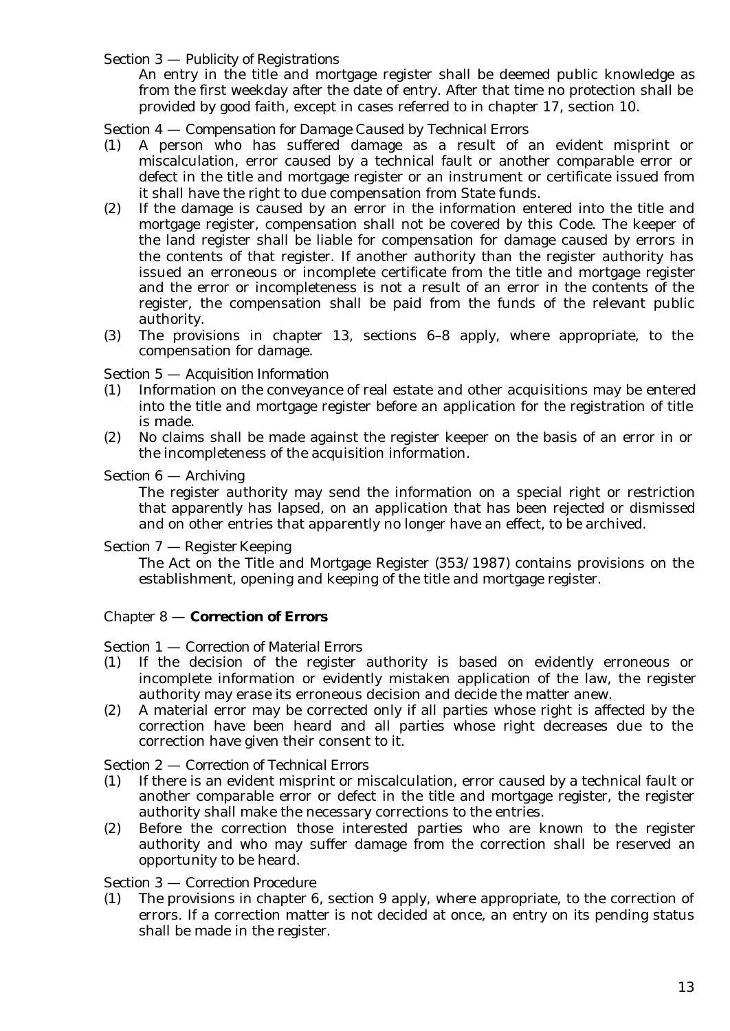Section 3 — *Publicity of Registrations*

An entry in the title and mortgage register shall be deemed public knowledge as from the first weekday after the date of entry. After that time no protection shall be provided by good faith, except in cases referred to in chapter 17, section 10.

Section 4 — *Compensation for Damage Caused by Technical Errors*

(1) A person who has suffered damage as a result of an evident misprint or miscalculation, error caused by a technical fault or another comparable error or defect in the title and mortgage register or an instrument or certificate issued from it shall have the right to due compensation from State funds.

(2) If the damage is caused by an error in the information entered into the title and mortgage register, compensation shall not be covered by this Code. The keeper of the land register shall be liable for compensation for damage caused by errors in the contents of that register. If another authority than the register authority has issued an erroneous or incomplete certificate from the title and mortgage register and the error or incompleteness is not a result of an error in the contents of the register, the compensation shall be paid from the funds of the relevant public authority.

(3) The provisions in chapter 13, sections 6–8 apply, where appropriate, to the compensation for damage.

Section 5 — *Acquisition Information*

(1) Information on the conveyance of real estate and other acquisitions may be entered into the title and mortgage register before an application for the registration of title is made.

(2) No claims shall be made against the register keeper on the basis of an error in or the incompleteness of the acquisition information.

Section 6 — *Archiving*

The register authority may send the information on a special right or restriction that apparently has lapsed, on an application that has been rejected or dismissed and on other entries that apparently no longer have an effect, to be archived.

Section 7 — *Register Keeping*

The Act on the Title and Mortgage Register (353/1987) contains provisions on the establishment, opening and keeping of the title and mortgage register.

## Chapter 8 — **Correction of Errors**

Section 1 — *Correction of Material Errors*

(1) If the decision of the register authority is based on evidently erroneous or incomplete information or evidently mistaken application of the law, the register authority may erase its erroneous decision and decide the matter anew.

(2) A material error may be corrected only if all parties whose right is affected by the correction have been heard and all parties whose right decreases due to the correction have given their consent to it.

Section 2 — *Correction of Technical Errors*

(1) If there is an evident misprint or miscalculation, error caused by a technical fault or another comparable error or defect in the title and mortgage register, the register authority shall make the necessary corrections to the entries.

(2) Before the correction those interested parties who are known to the register authority and who may suffer damage from the correction shall be reserved an opportunity to be heard.

Section 3 — *Correction Procedure*

(1) The provisions in chapter 6, section 9 apply, where appropriate, to the correction of errors. If a correction matter is not decided at once, an entry on its pending status shall be made in the register.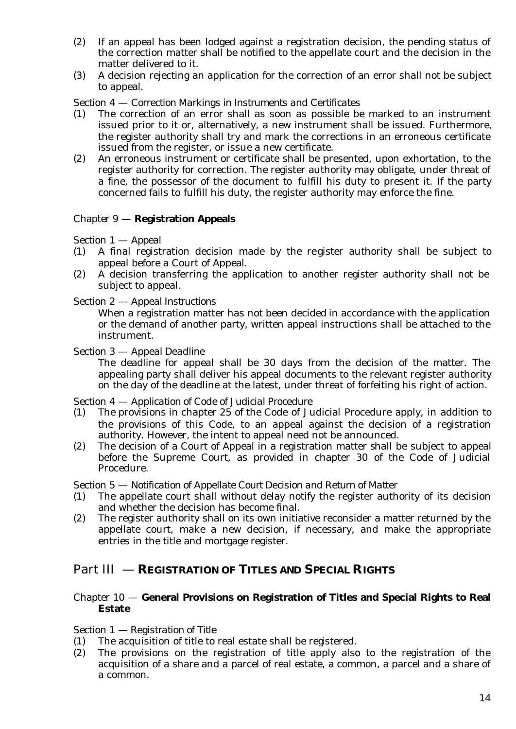(2) If an appeal has been lodged against a registration decision, the pending status of the correction matter shall be notified to the appellate court and the decision in the matter delivered to it.

(3) A decision rejecting an application for the correction of an error shall not be subject to appeal.

Section 4 — *Correction Markings in Instruments and Certificates*

(1) The correction of an error shall as soon as possible be marked to an instrument issued prior to it or, alternatively, a new instrument shall be issued. Furthermore, the register authority shall try and mark the corrections in an erroneous certificate issued from the register, or issue a new certificate.

(2) An erroneous instrument or certificate shall be presented, upon exhortation, to the register authority for correction. The register authority may obligate, under threat of a fine, the possessor of the document to fulfill his duty to present it. If the party concerned fails to fulfill his duty, the register authority may enforce the fine.

### Chapter 9 — **Registration Appeals**

Section 1 — *Appeal*

(1) A final registration decision made by the register authority shall be subject to appeal before a Court of Appeal.

(2) A decision transferring the application to another register authority shall not be subject to appeal.

Section 2 — *Appeal Instructions*

When a registration matter has not been decided in accordance with the application or the demand of another party, written appeal instructions shall be attached to the instrument.

Section 3 — *Appeal Deadline*

The deadline for appeal shall be 30 days from the decision of the matter. The appealing party shall deliver his appeal documents to the relevant register authority on the day of the deadline at the latest, under threat of forfeiting his right of action.

Section 4 — *Application of Code of Judicial Procedure*

(1) The provisions in chapter 25 of the Code of Judicial Procedure apply, in addition to the provisions of this Code, to an appeal against the decision of a registration authority. However, the intent to appeal need not be announced.

(2) The decision of a Court of Appeal in a registration matter shall be subject to appeal before the Supreme Court, as provided in chapter 30 of the Code of Judicial Procedure.

Section 5 — *Notification of Appellate Court Decision and Return of Matter*

(1) The appellate court shall without delay notify the register authority of its decision and whether the decision has become final.

(2) The register authority shall on its own initiative reconsider a matter returned by the appellate court, make a new decision, if necessary, and make the appropriate entries in the title and mortgage register.

## Part III — **REGISTRATION OF TITLES AND SPECIAL RIGHTS**

### Chapter 10 — **General Provisions on Registration of Titles and Special Rights to Real Estate**

Section 1 — *Registration of Title*

(1) The acquisition of title to real estate shall be registered.

(2) The provisions on the registration of title apply also to the registration of the acquisition of a share and a parcel of real estate, a common, a parcel and a share of a common.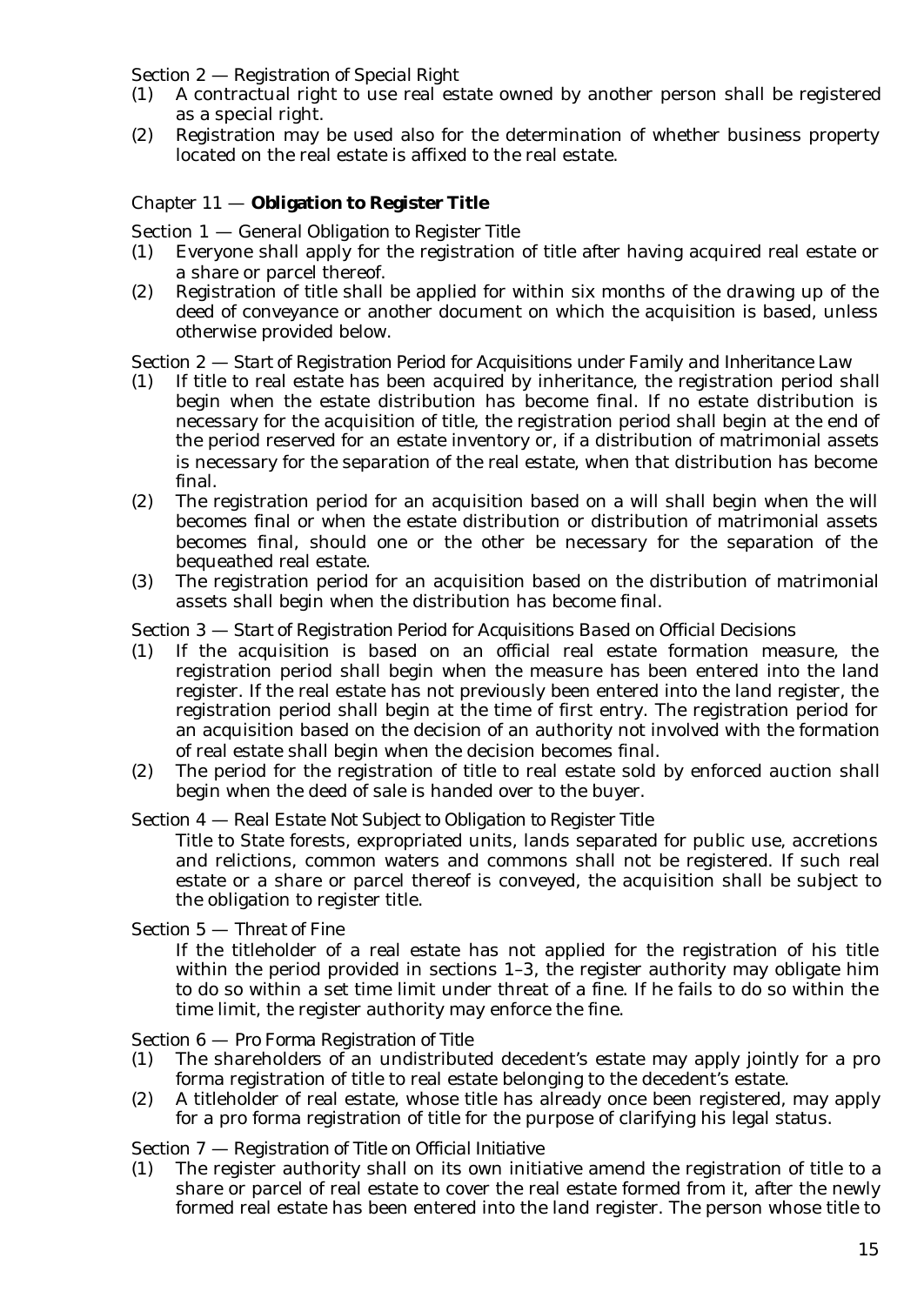Section 2 — *Registration of Special Right*

(1) A contractual right to use real estate owned by another person shall be registered as a special right.

(2) Registration may be used also for the determination of whether business property located on the real estate is affixed to the real estate.

## Chapter 11 — **Obligation to Register Title**

Section 1 — *General Obligation to Register Title*

(1) Everyone shall apply for the registration of title after having acquired real estate or a share or parcel thereof.

(2) Registration of title shall be applied for within six months of the drawing up of the deed of conveyance or another document on which the acquisition is based, unless otherwise provided below.

Section 2 — *Start of Registration Period for Acquisitions under Family and Inheritance Law*

(1) If title to real estate has been acquired by inheritance, the registration period shall begin when the estate distribution has become final. If no estate distribution is necessary for the acquisition of title, the registration period shall begin at the end of the period reserved for an estate inventory or, if a distribution of matrimonial assets is necessary for the separation of the real estate, when that distribution has become final.

(2) The registration period for an acquisition based on a will shall begin when the will becomes final or when the estate distribution or distribution of matrimonial assets becomes final, should one or the other be necessary for the separation of the bequeathed real estate.

(3) The registration period for an acquisition based on the distribution of matrimonial assets shall begin when the distribution has become final.

Section 3 — *Start of Registration Period for Acquisitions Based on Official Decisions*

(1) If the acquisition is based on an official real estate formation measure, the registration period shall begin when the measure has been entered into the land register. If the real estate has not previously been entered into the land register, the registration period shall begin at the time of first entry. The registration period for an acquisition based on the decision of an authority not involved with the formation of real estate shall begin when the decision becomes final.

(2) The period for the registration of title to real estate sold by enforced auction shall begin when the deed of sale is handed over to the buyer.

Section 4 — *Real Estate Not Subject to Obligation to Register Title*

Title to State forests, expropriated units, lands separated for public use, accretions and relictions, common waters and commons shall not be registered. If such real estate or a share or parcel thereof is conveyed, the acquisition shall be subject to the obligation to register title.

Section 5 — *Threat of Fine*

If the titleholder of a real estate has not applied for the registration of his title within the period provided in sections 1–3, the register authority may obligate him to do so within a set time limit under threat of a fine. If he fails to do so within the time limit, the register authority may enforce the fine.

Section 6 — *Pro Forma Registration of Title*

(1) The shareholders of an undistributed decedent's estate may apply jointly for a pro forma registration of title to real estate belonging to the decedent's estate.

(2) A titleholder of real estate, whose title has already once been registered, may apply for a pro forma registration of title for the purpose of clarifying his legal status.

Section 7 — *Registration of Title on Official Initiative*

(1) The register authority shall on its own initiative amend the registration of title to a share or parcel of real estate to cover the real estate formed from it, after the newly formed real estate has been entered into the land register. The person whose title to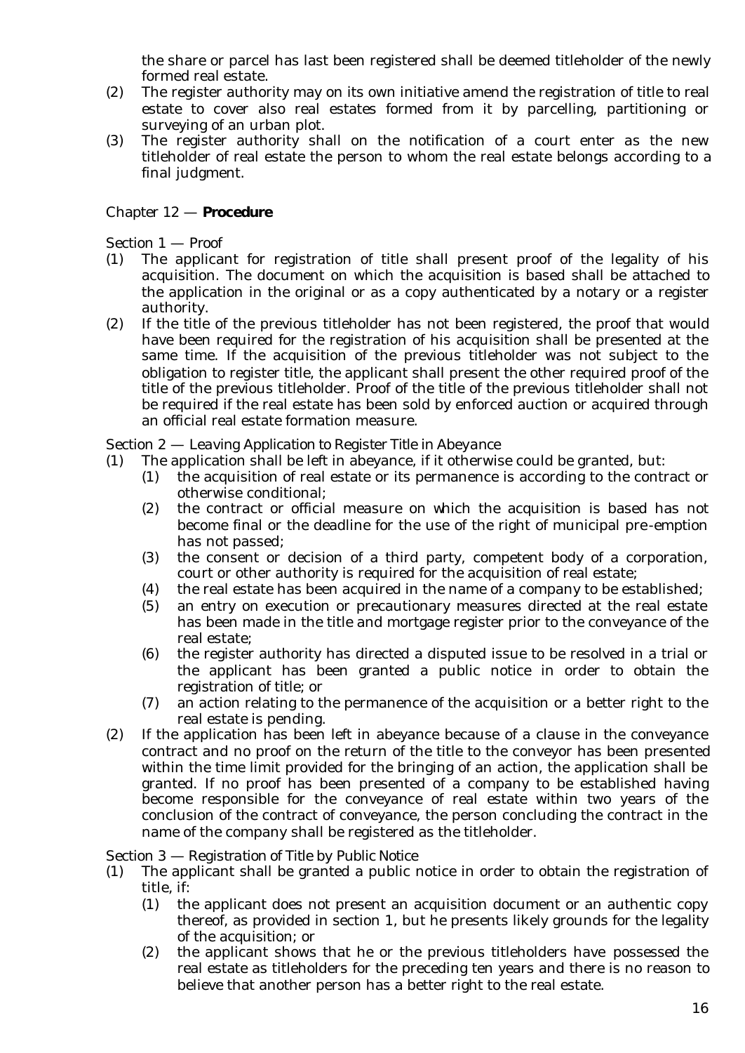the share or parcel has last been registered shall be deemed titleholder of the newly formed real estate.

(2) The register authority may on its own initiative amend the registration of title to real estate to cover also real estates formed from it by parcelling, partitioning or surveying of an urban plot.

(3) The register authority shall on the notification of a court enter as the new titleholder of real estate the person to whom the real estate belongs according to a final judgment.

## Chapter 12 — **Procedure**

*Section 1 — Proof*

(1) The applicant for registration of title shall present proof of the legality of his acquisition. The document on which the acquisition is based shall be attached to the application in the original or as a copy authenticated by a notary or a register authority.

(2) If the title of the previous titleholder has not been registered, the proof that would have been required for the registration of his acquisition shall be presented at the same time. If the acquisition of the previous titleholder was not subject to the obligation to register title, the applicant shall present the other required proof of the title of the previous titleholder. Proof of the title of the previous titleholder shall not be required if the real estate has been sold by enforced auction or acquired through an official real estate formation measure.

*Section 2 — Leaving Application to Register Title in Abeyance*

(1) The application shall be left in abeyance, if it otherwise could be granted, but:
   - (1) the acquisition of real estate or its permanence is according to the contract or otherwise conditional;
   - (2) the contract or official measure on which the acquisition is based has not become final or the deadline for the use of the right of municipal pre-emption has not passed;
   - (3) the consent or decision of a third party, competent body of a corporation, court or other authority is required for the acquisition of real estate;
   - (4) the real estate has been acquired in the name of a company to be established;
   - (5) an entry on execution or precautionary measures directed at the real estate has been made in the title and mortgage register prior to the conveyance of the real estate;
   - (6) the register authority has directed a disputed issue to be resolved in a trial or the applicant has been granted a public notice in order to obtain the registration of title; or
   - (7) an action relating to the permanence of the acquisition or a better right to the real estate is pending.

(2) If the application has been left in abeyance because of a clause in the conveyance contract and no proof on the return of the title to the conveyor has been presented within the time limit provided for the bringing of an action, the application shall be granted. If no proof has been presented of a company to be established having become responsible for the conveyance of real estate within two years of the conclusion of the contract of conveyance, the person concluding the contract in the name of the company shall be registered as the titleholder.

*Section 3 — Registration of Title by Public Notice*

(1) The applicant shall be granted a public notice in order to obtain the registration of title, if:
   - (1) the applicant does not present an acquisition document or an authentic copy thereof, as provided in section 1, but he presents likely grounds for the legality of the acquisition; or
   - (2) the applicant shows that he or the previous titleholders have possessed the real estate as titleholders for the preceding ten years and there is no reason to believe that another person has a better right to the real estate.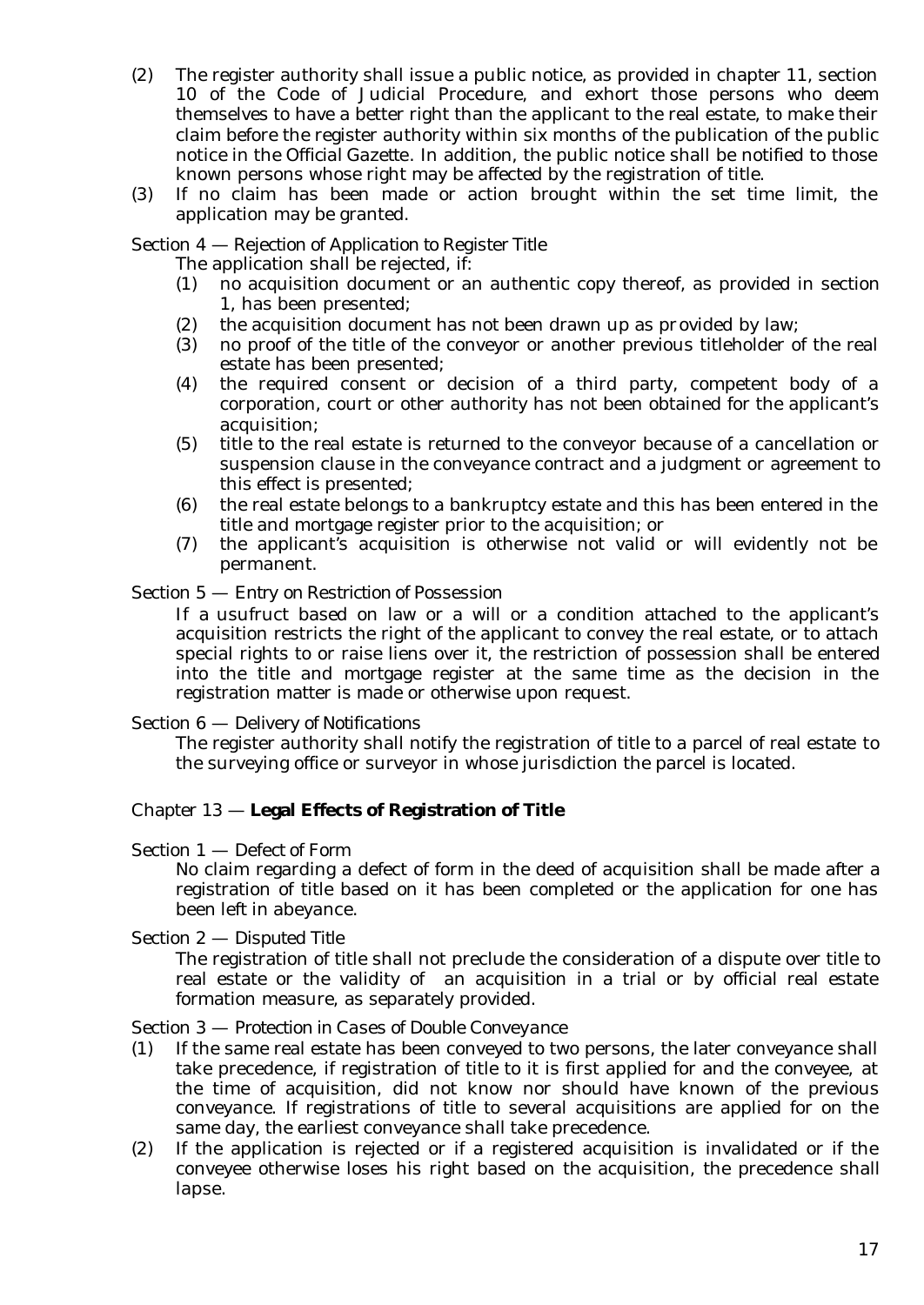(2) The register authority shall issue a public notice, as provided in chapter 11, section 10 of the Code of Judicial Procedure, and exhort those persons who deem themselves to have a better right than the applicant to the real estate, to make their claim before the register authority within six months of the publication of the public notice in the Official Gazette. In addition, the public notice shall be notified to those known persons whose right may be affected by the registration of title.

(3) If no claim has been made or action brought within the set time limit, the application may be granted.

*Section 4 — Rejection of Application to Register Title*

The application shall be rejected, if:

(1) no acquisition document or an authentic copy thereof, as provided in section 1, has been presented;

(2) the acquisition document has not been drawn up as provided by law;

(3) no proof of the title of the conveyor or another previous titleholder of the real estate has been presented;

(4) the required consent or decision of a third party, competent body of a corporation, court or other authority has not been obtained for the applicant's acquisition;

(5) title to the real estate is returned to the conveyor because of a cancellation or suspension clause in the conveyance contract and a judgment or agreement to this effect is presented;

(6) the real estate belongs to a bankruptcy estate and this has been entered in the title and mortgage register prior to the acquisition; or

(7) the applicant's acquisition is otherwise not valid or will evidently not be permanent.

*Section 5 — Entry on Restriction of Possession*

If a usufruct based on law or a will or a condition attached to the applicant's acquisition restricts the right of the applicant to convey the real estate, or to attach special rights to or raise liens over it, the restriction of possession shall be entered into the title and mortgage register at the same time as the decision in the registration matter is made or otherwise upon request.

*Section 6 — Delivery of Notifications*

The register authority shall notify the registration of title to a parcel of real estate to the surveying office or surveyor in whose jurisdiction the parcel is located.

## Chapter 13 — **Legal Effects of Registration of Title**

*Section 1 — Defect of Form*

No claim regarding a defect of form in the deed of acquisition shall be made after a registration of title based on it has been completed or the application for one has been left in abeyance.

*Section 2 — Disputed Title*

The registration of title shall not preclude the consideration of a dispute over title to real estate or the validity of an acquisition in a trial or by official real estate formation measure, as separately provided.

*Section 3 — Protection in Cases of Double Conveyance*

(1) If the same real estate has been conveyed to two persons, the later conveyance shall take precedence, if registration of title to it is first applied for and the conveyee, at the time of acquisition, did not know nor should have known of the previous conveyance. If registrations of title to several acquisitions are applied for on the same day, the earliest conveyance shall take precedence.

(2) If the application is rejected or if a registered acquisition is invalidated or if the conveyee otherwise loses his right based on the acquisition, the precedence shall lapse.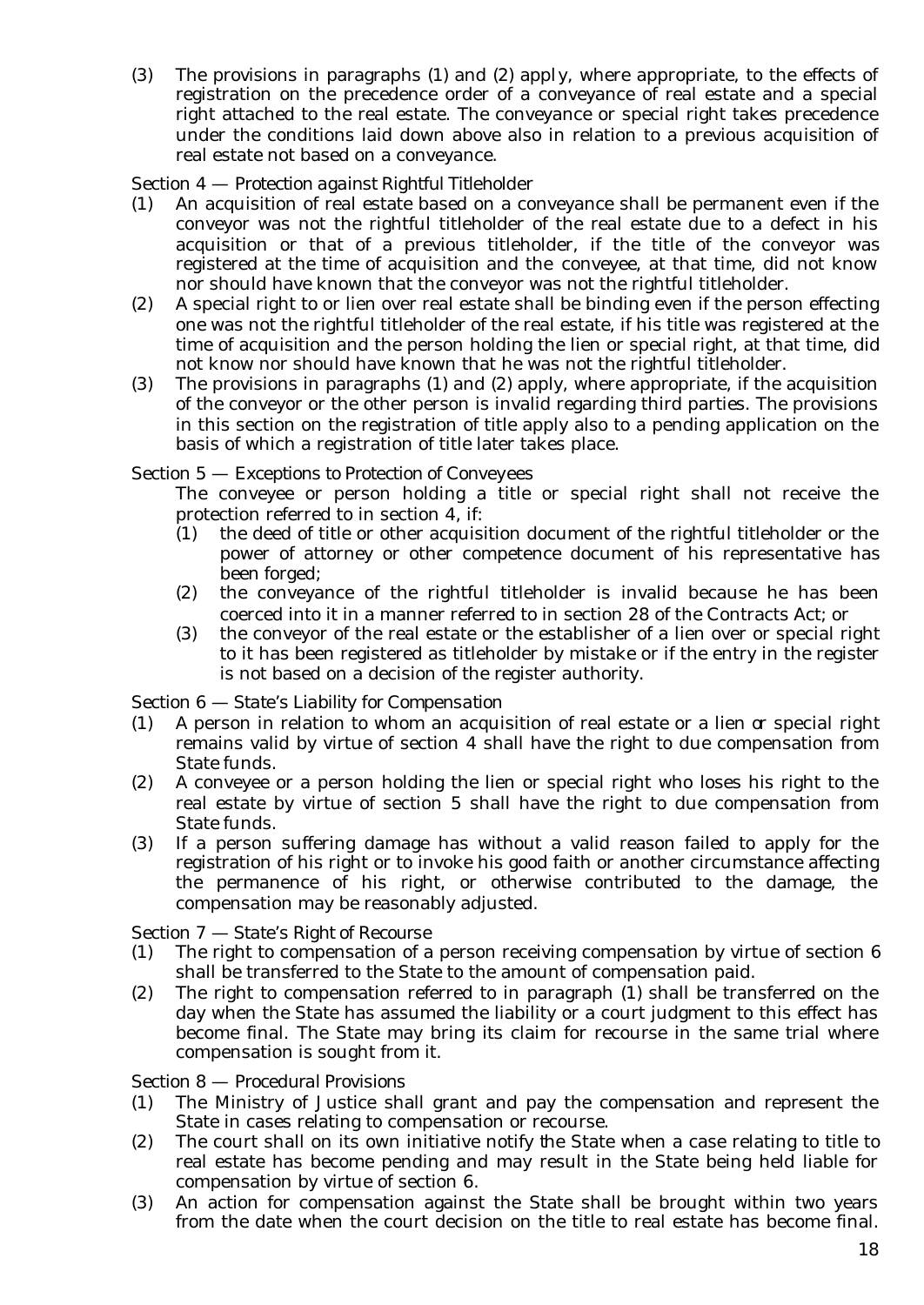(3) The provisions in paragraphs (1) and (2) apply, where appropriate, to the effects of registration on the precedence order of a conveyance of real estate and a special right attached to the real estate. The conveyance or special right takes precedence under the conditions laid down above also in relation to a previous acquisition of real estate not based on a conveyance.

Section 4 — *Protection against Rightful Titleholder*

(1) An acquisition of real estate based on a conveyance shall be permanent even if the conveyor was not the rightful titleholder of the real estate due to a defect in his acquisition or that of a previous titleholder, if the title of the conveyor was registered at the time of acquisition and the conveyee, at that time, did not know nor should have known that the conveyor was not the rightful titleholder.

(2) A special right to or lien over real estate shall be binding even if the person effecting one was not the rightful titleholder of the real estate, if his title was registered at the time of acquisition and the person holding the lien or special right, at that time, did not know nor should have known that he was not the rightful titleholder.

(3) The provisions in paragraphs (1) and (2) apply, where appropriate, if the acquisition of the conveyor or the other person is invalid regarding third parties. The provisions in this section on the registration of title apply also to a pending application on the basis of which a registration of title later takes place.

Section 5 — *Exceptions to Protection of Conveyees*

The conveyee or person holding a title or special right shall not receive the protection referred to in section 4, if:

(1) the deed of title or other acquisition document of the rightful titleholder or the power of attorney or other competence document of his representative has been forged;
(2) the conveyance of the rightful titleholder is invalid because he has been coerced into it in a manner referred to in section 28 of the Contracts Act; or
(3) the conveyor of the real estate or the establisher of a lien over or special right to it has been registered as titleholder by mistake or if the entry in the register is not based on a decision of the register authority.

Section 6 — *State's Liability for Compensation*

(1) A person in relation to whom an acquisition of real estate or a lien or special right remains valid by virtue of section 4 shall have the right to due compensation from State funds.

(2) A conveyee or a person holding the lien or special right who loses his right to the real estate by virtue of section 5 shall have the right to due compensation from State funds.

(3) If a person suffering damage has without a valid reason failed to apply for the registration of his right or to invoke his good faith or another circumstance affecting the permanence of his right, or otherwise contributed to the damage, the compensation may be reasonably adjusted.

Section 7 — *State's Right of Recourse*

(1) The right to compensation of a person receiving compensation by virtue of section 6 shall be transferred to the State to the amount of compensation paid.

(2) The right to compensation referred to in paragraph (1) shall be transferred on the day when the State has assumed the liability or a court judgment to this effect has become final. The State may bring its claim for recourse in the same trial where compensation is sought from it.

Section 8 — *Procedural Provisions*

(1) The Ministry of Justice shall grant and pay the compensation and represent the State in cases relating to compensation or recourse.

(2) The court shall on its own initiative notify the State when a case relating to title to real estate has become pending and may result in the State being held liable for compensation by virtue of section 6.

(3) An action for compensation against the State shall be brought within two years from the date when the court decision on the title to real estate has become final.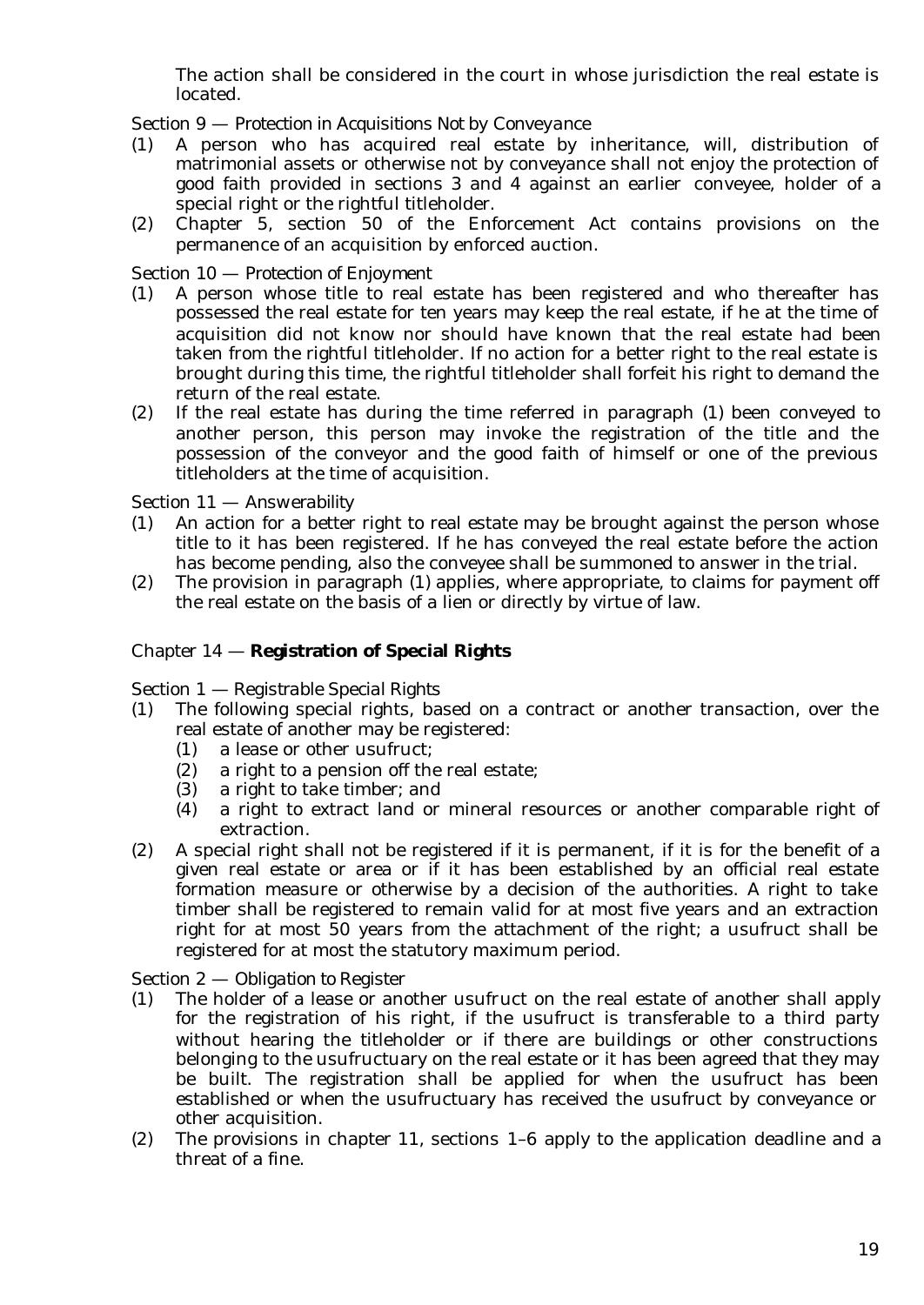The action shall be considered in the court in whose jurisdiction the real estate is located.

Section 9 — *Protection in Acquisitions Not by Conveyance*

(1) A person who has acquired real estate by inheritance, will, distribution of matrimonial assets or otherwise not by conveyance shall not enjoy the protection of good faith provided in sections 3 and 4 against an earlier conveyee, holder of a special right or the rightful titleholder.

(2) Chapter 5, section 50 of the Enforcement Act contains provisions on the permanence of an acquisition by enforced auction.

Section 10 — *Protection of Enjoyment*

(1) A person whose title to real estate has been registered and who thereafter has possessed the real estate for ten years may keep the real estate, if he at the time of acquisition did not know nor should have known that the real estate had been taken from the rightful titleholder. If no action for a better right to the real estate is brought during this time, the rightful titleholder shall forfeit his right to demand the return of the real estate.

(2) If the real estate has during the time referred in paragraph (1) been conveyed to another person, this person may invoke the registration of the title and the possession of the conveyor and the good faith of himself or one of the previous titleholders at the time of acquisition.

Section 11 — *Answerability*

(1) An action for a better right to real estate may be brought against the person whose title to it has been registered. If he has conveyed the real estate before the action has become pending, also the conveyee shall be summoned to answer in the trial.

(2) The provision in paragraph (1) applies, where appropriate, to claims for payment off the real estate on the basis of a lien or directly by virtue of law.

## Chapter 14 — **Registration of Special Rights**

Section 1 — *Registrable Special Rights*

(1) The following special rights, based on a contract or another transaction, over the real estate of another may be registered:
   (1) a lease or other usufruct;
   (2) a right to a pension off the real estate;
   (3) a right to take timber; and
   (4) a right to extract land or mineral resources or another comparable right of extraction.

(2) A special right shall not be registered if it is permanent, if it is for the benefit of a given real estate or area or if it has been established by an official real estate formation measure or otherwise by a decision of the authorities. A right to take timber shall be registered to remain valid for at most five years and an extraction right for at most 50 years from the attachment of the right; a usufruct shall be registered for at most the statutory maximum period.

Section 2 — *Obligation to Register*

(1) The holder of a lease or another usufruct on the real estate of another shall apply for the registration of his right, if the usufruct is transferable to a third party without hearing the titleholder or if there are buildings or other constructions belonging to the usufructuary on the real estate or it has been agreed that they may be built. The registration shall be applied for when the usufruct has been established or when the usufructuary has received the usufruct by conveyance or other acquisition.

(2) The provisions in chapter 11, sections 1–6 apply to the application deadline and a threat of a fine.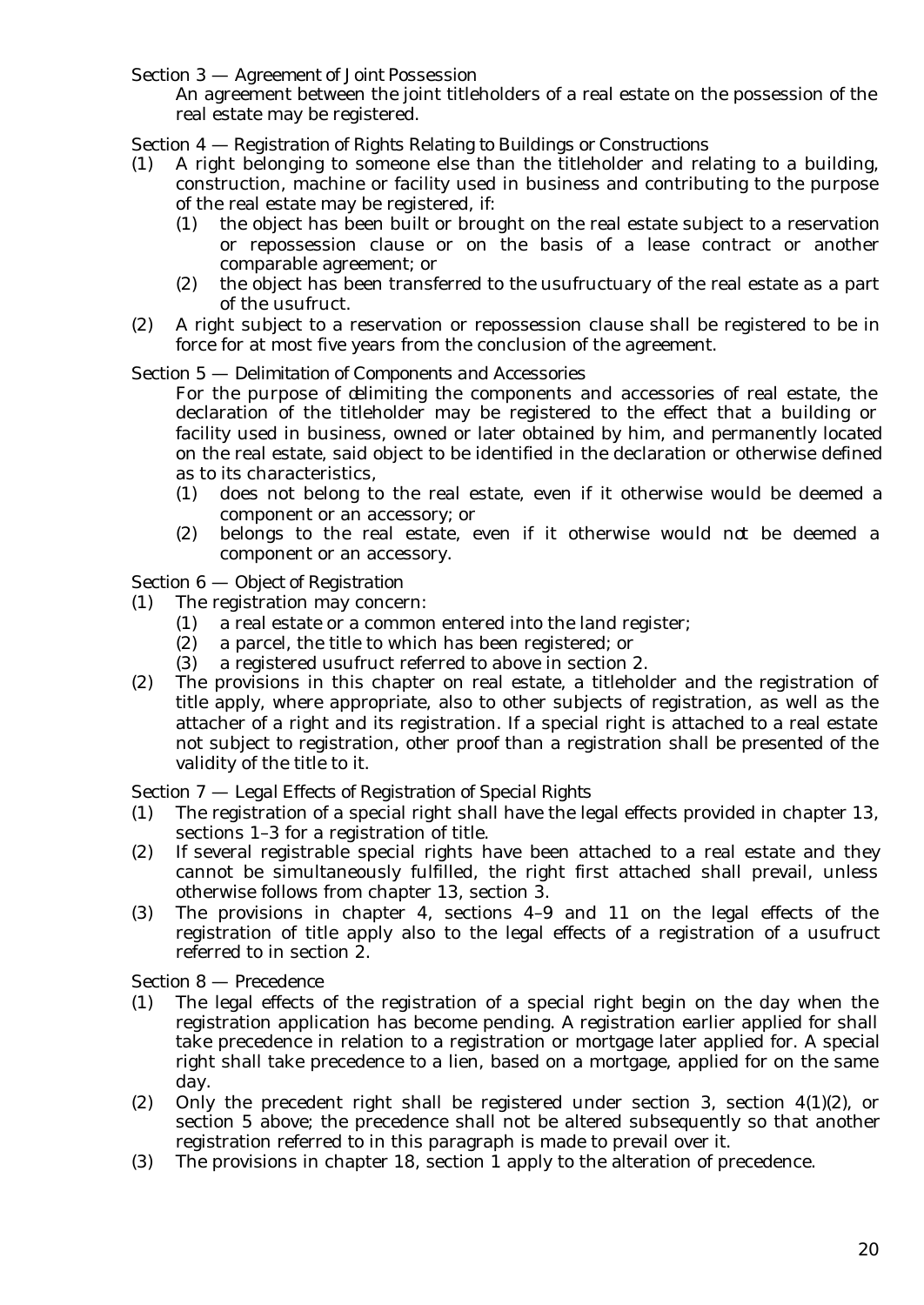Section 3 — *Agreement of Joint Possession*

An agreement between the joint titleholders of a real estate on the possession of the real estate may be registered.

Section 4 — *Registration of Rights Relating to Buildings or Constructions*

(1) A right belonging to someone else than the titleholder and relating to a building, construction, machine or facility used in business and contributing to the purpose of the real estate may be registered, if:
   (1) the object has been built or brought on the real estate subject to a reservation or repossession clause or on the basis of a lease contract or another comparable agreement; or
   (2) the object has been transferred to the usufructuary of the real estate as a part of the usufruct.

(2) A right subject to a reservation or repossession clause shall be registered to be in force for at most five years from the conclusion of the agreement.

Section 5 — *Delimitation of Components and Accessories*

For the purpose of delimiting the components and accessories of real estate, the declaration of the titleholder may be registered to the effect that a building or facility used in business, owned or later obtained by him, and permanently located on the real estate, said object to be identified in the declaration or otherwise defined as to its characteristics,
   (1) does not belong to the real estate, even if it otherwise would be deemed a component or an accessory; or
   (2) belongs to the real estate, even if it otherwise would not be deemed a component or an accessory.

Section 6 — *Object of Registration*

(1) The registration may concern:
   (1) a real estate or a common entered into the land register;
   (2) a parcel, the title to which has been registered; or
   (3) a registered usufruct referred to above in section 2.

(2) The provisions in this chapter on real estate, a titleholder and the registration of title apply, where appropriate, also to other subjects of registration, as well as the attacher of a right and its registration. If a special right is attached to a real estate not subject to registration, other proof than a registration shall be presented of the validity of the title to it.

Section 7 — *Legal Effects of Registration of Special Rights*

(1) The registration of a special right shall have the legal effects provided in chapter 13, sections 1–3 for a registration of title.

(2) If several registrable special rights have been attached to a real estate and they cannot be simultaneously fulfilled, the right first attached shall prevail, unless otherwise follows from chapter 13, section 3.

(3) The provisions in chapter 4, sections 4–9 and 11 on the legal effects of the registration of title apply also to the legal effects of a registration of a usufruct referred to in section 2.

Section 8 — *Precedence*

(1) The legal effects of the registration of a special right begin on the day when the registration application has become pending. A registration earlier applied for shall take precedence in relation to a registration or mortgage later applied for. A special right shall take precedence to a lien, based on a mortgage, applied for on the same day.

(2) Only the precedent right shall be registered under section 3, section 4(1)(2), or section 5 above; the precedence shall not be altered subsequently so that another registration referred to in this paragraph is made to prevail over it.

(3) The provisions in chapter 18, section 1 apply to the alteration of precedence.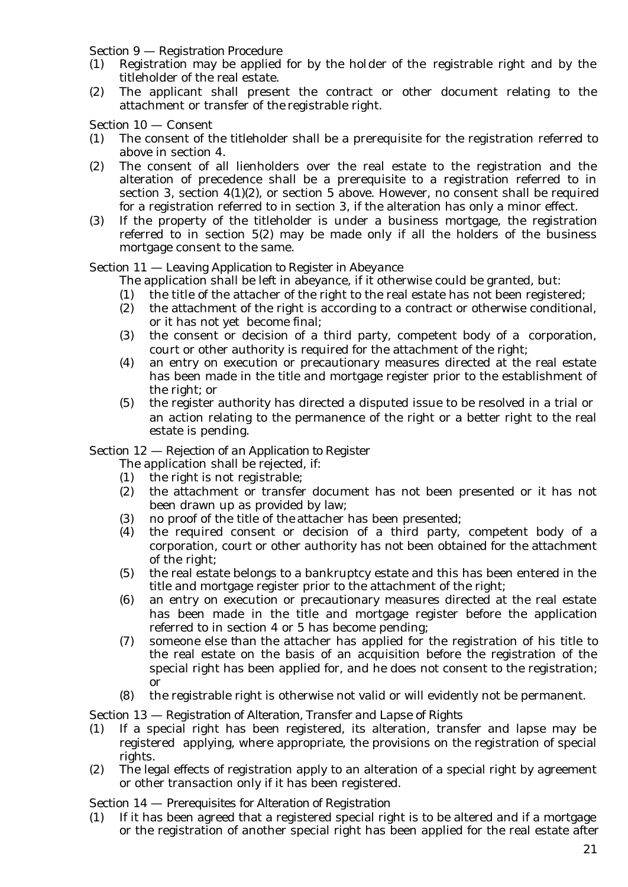Section 9 — *Registration Procedure*

(1) Registration may be applied for by the holder of the registrable right and by the titleholder of the real estate.

(2) The applicant shall present the contract or other document relating to the attachment or transfer of the registrable right.

Section 10 — *Consent*

(1) The consent of the titleholder shall be a prerequisite for the registration referred to above in section 4.

(2) The consent of all lienholders over the real estate to the registration and the alteration of precedence shall be a prerequisite to a registration referred to in section 3, section 4(1)(2), or section 5 above. However, no consent shall be required for a registration referred to in section 3, if the alteration has only a minor effect.

(3) If the property of the titleholder is under a business mortgage, the registration referred to in section 5(2) may be made only if all the holders of the business mortgage consent to the same.

Section 11 — *Leaving Application to Register in Abeyance*

The application shall be left in abeyance, if it otherwise could be granted, but:

(1) the title of the attacher of the right to the real estate has not been registered;

(2) the attachment of the right is according to a contract or otherwise conditional, or it has not yet become final;

(3) the consent or decision of a third party, competent body of a corporation, court or other authority is required for the attachment of the right;

(4) an entry on execution or precautionary measures directed at the real estate has been made in the title and mortgage register prior to the establishment of the right; or

(5) the register authority has directed a disputed issue to be resolved in a trial or an action relating to the permanence of the right or a better right to the real estate is pending.

Section 12 — *Rejection of an Application to Register*

The application shall be rejected, if:

(1) the right is not registrable;

(2) the attachment or transfer document has not been presented or it has not been drawn up as provided by law;

(3) no proof of the title of the attacher has been presented;

(4) the required consent or decision of a third party, competent body of a corporation, court or other authority has not been obtained for the attachment of the right;

(5) the real estate belongs to a bankruptcy estate and this has been entered in the title and mortgage register prior to the attachment of the right;

(6) an entry on execution or precautionary measures directed at the real estate has been made in the title and mortgage register before the application referred to in section 4 or 5 has become pending;

(7) someone else than the attacher has applied for the registration of his title to the real estate on the basis of an acquisition before the registration of the special right has been applied for, and he does not consent to the registration; or

(8) the registrable right is otherwise not valid or will evidently not be permanent.

Section 13 — *Registration of Alteration, Transfer and Lapse of Rights*

(1) If a special right has been registered, its alteration, transfer and lapse may be registered applying, where appropriate, the provisions on the registration of special rights.

(2) The legal effects of registration apply to an alteration of a special right by agreement or other transaction only if it has been registered.

Section 14 — *Prerequisites for Alteration of Registration*

(1) If it has been agreed that a registered special right is to be altered and if a mortgage or the registration of another special right has been applied for the real estate after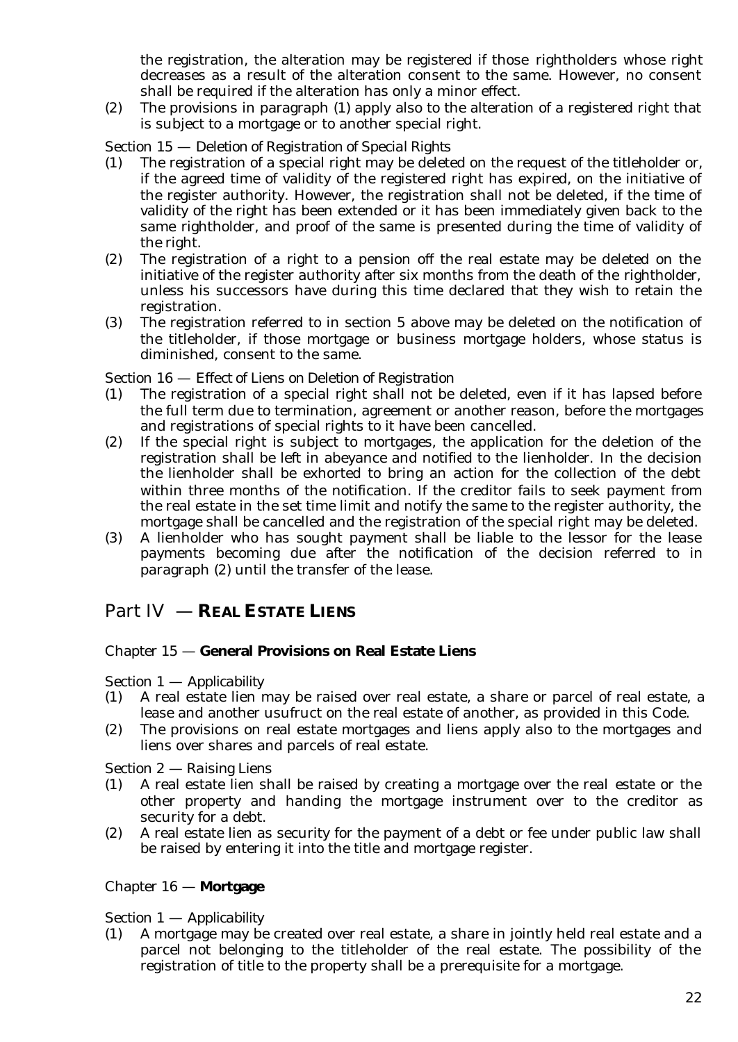the registration, the alteration may be registered if those rightholders whose right decreases as a result of the alteration consent to the same. However, no consent shall be required if the alteration has only a minor effect.

(2) The provisions in paragraph (1) apply also to the alteration of a registered right that is subject to a mortgage or to another special right.

*Section 15 — Deletion of Registration of Special Rights*

(1) The registration of a special right may be deleted on the request of the titleholder or, if the agreed time of validity of the registered right has expired, on the initiative of the register authority. However, the registration shall not be deleted, if the time of validity of the right has been extended or it has been immediately given back to the same rightholder, and proof of the same is presented during the time of validity of the right.

(2) The registration of a right to a pension off the real estate may be deleted on the initiative of the register authority after six months from the death of the rightholder, unless his successors have during this time declared that they wish to retain the registration.

(3) The registration referred to in section 5 above may be deleted on the notification of the titleholder, if those mortgage or business mortgage holders, whose status is diminished, consent to the same.

*Section 16 — Effect of Liens on Deletion of Registration*

(1) The registration of a special right shall not be deleted, even if it has lapsed before the full term due to termination, agreement or another reason, before the mortgages and registrations of special rights to it have been cancelled.

(2) If the special right is subject to mortgages, the application for the deletion of the registration shall be left in abeyance and notified to the lienholder. In the decision the lienholder shall be exhorted to bring an action for the collection of the debt within three months of the notification. If the creditor fails to seek payment from the real estate in the set time limit and notify the same to the register authority, the mortgage shall be cancelled and the registration of the special right may be deleted.

(3) A lienholder who has sought payment shall be liable to the lessor for the lease payments becoming due after the notification of the decision referred to in paragraph (2) until the transfer of the lease.

# Part IV — REAL ESTATE LIENS

## Chapter 15 — **General Provisions on Real Estate Liens**

*Section 1 — Applicability*

(1) A real estate lien may be raised over real estate, a share or parcel of real estate, a lease and another usufruct on the real estate of another, as provided in this Code.

(2) The provisions on real estate mortgages and liens apply also to the mortgages and liens over shares and parcels of real estate.

*Section 2 — Raising Liens*

(1) A real estate lien shall be raised by creating a mortgage over the real estate or the other property and handing the mortgage instrument over to the creditor as security for a debt.

(2) A real estate lien as security for the payment of a debt or fee under public law shall be raised by entering it into the title and mortgage register.

## Chapter 16 — **Mortgage**

*Section 1 — Applicability*

(1) A mortgage may be created over real estate, a share in jointly held real estate and a parcel not belonging to the titleholder of the real estate. The possibility of the registration of title to the property shall be a prerequisite for a mortgage.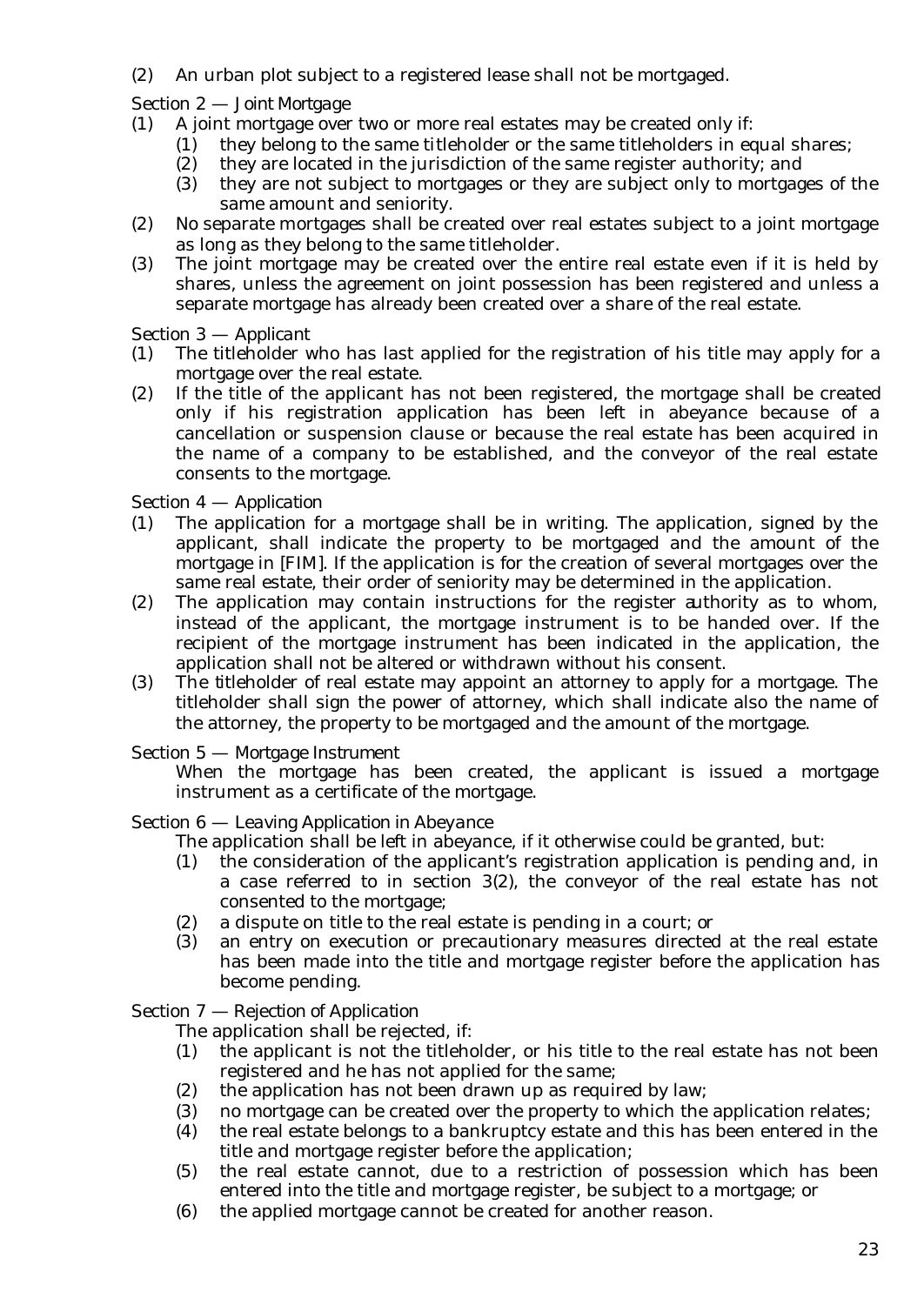(2) An urban plot subject to a registered lease shall not be mortgaged.

*Section 2 — Joint Mortgage*

(1) A joint mortgage over two or more real estates may be created only if:
   (1) they belong to the same titleholder or the same titleholders in equal shares;
   (2) they are located in the jurisdiction of the same register authority; and
   (3) they are not subject to mortgages or they are subject only to mortgages of the same amount and seniority.

(2) No separate mortgages shall be created over real estates subject to a joint mortgage as long as they belong to the same titleholder.

(3) The joint mortgage may be created over the entire real estate even if it is held by shares, unless the agreement on joint possession has been registered and unless a separate mortgage has already been created over a share of the real estate.

*Section 3 — Applicant*

(1) The titleholder who has last applied for the registration of his title may apply for a mortgage over the real estate.

(2) If the title of the applicant has not been registered, the mortgage shall be created only if his registration application has been left in abeyance because of a cancellation or suspension clause or because the real estate has been acquired in the name of a company to be established, and the conveyor of the real estate consents to the mortgage.

*Section 4 — Application*

(1) The application for a mortgage shall be in writing. The application, signed by the applicant, shall indicate the property to be mortgaged and the amount of the mortgage in [FIM]. If the application is for the creation of several mortgages over the same real estate, their order of seniority may be determined in the application.

(2) The application may contain instructions for the register authority as to whom, instead of the applicant, the mortgage instrument is to be handed over. If the recipient of the mortgage instrument has been indicated in the application, the application shall not be altered or withdrawn without his consent.

(3) The titleholder of real estate may appoint an attorney to apply for a mortgage. The titleholder shall sign the power of attorney, which shall indicate also the name of the attorney, the property to be mortgaged and the amount of the mortgage.

*Section 5 — Mortgage Instrument*

When the mortgage has been created, the applicant is issued a mortgage instrument as a certificate of the mortgage.

*Section 6 — Leaving Application in Abeyance*

The application shall be left in abeyance, if it otherwise could be granted, but:
   (1) the consideration of the applicant's registration application is pending and, in a case referred to in section 3(2), the conveyor of the real estate has not consented to the mortgage;
   (2) a dispute on title to the real estate is pending in a court; or
   (3) an entry on execution or precautionary measures directed at the real estate has been made into the title and mortgage register before the application has become pending.

*Section 7 — Rejection of Application*

The application shall be rejected, if:
   (1) the applicant is not the titleholder, or his title to the real estate has not been registered and he has not applied for the same;
   (2) the application has not been drawn up as required by law;
   (3) no mortgage can be created over the property to which the application relates;
   (4) the real estate belongs to a bankruptcy estate and this has been entered in the title and mortgage register before the application;
   (5) the real estate cannot, due to a restriction of possession which has been entered into the title and mortgage register, be subject to a mortgage; or
   (6) the applied mortgage cannot be created for another reason.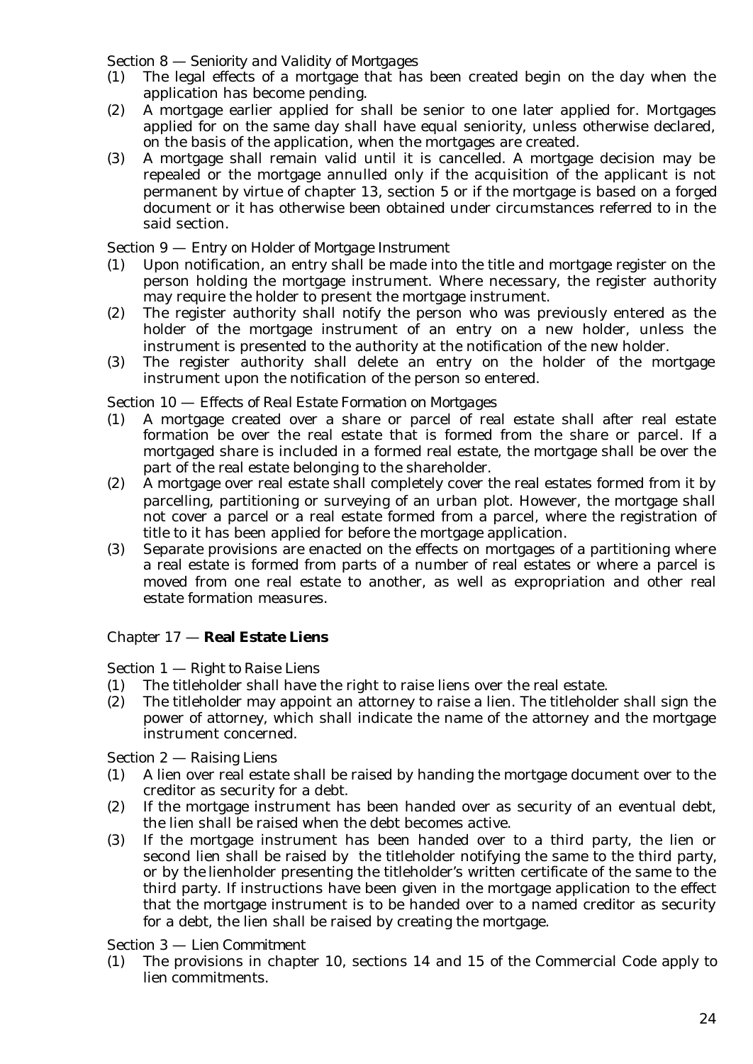### Section 8 — *Seniority and Validity of Mortgages*

(1) The legal effects of a mortgage that has been created begin on the day when the application has become pending.

(2) A mortgage earlier applied for shall be senior to one later applied for. Mortgages applied for on the same day shall have equal seniority, unless otherwise declared, on the basis of the application, when the mortgages are created.

(3) A mortgage shall remain valid until it is cancelled. A mortgage decision may be repealed or the mortgage annulled only if the acquisition of the applicant is not permanent by virtue of chapter 13, section 5 or if the mortgage is based on a forged document or it has otherwise been obtained under circumstances referred to in the said section.

### Section 9 — *Entry on Holder of Mortgage Instrument*

(1) Upon notification, an entry shall be made into the title and mortgage register on the person holding the mortgage instrument. Where necessary, the register authority may require the holder to present the mortgage instrument.

(2) The register authority shall notify the person who was previously entered as the holder of the mortgage instrument of an entry on a new holder, unless the instrument is presented to the authority at the notification of the new holder.

(3) The register authority shall delete an entry on the holder of the mortgage instrument upon the notification of the person so entered.

### Section 10 — *Effects of Real Estate Formation on Mortgages*

(1) A mortgage created over a share or parcel of real estate shall after real estate formation be over the real estate that is formed from the share or parcel. If a mortgaged share is included in a formed real estate, the mortgage shall be over the part of the real estate belonging to the shareholder.

(2) A mortgage over real estate shall completely cover the real estates formed from it by parcelling, partitioning or surveying of an urban plot. However, the mortgage shall not cover a parcel or a real estate formed from a parcel, where the registration of title to it has been applied for before the mortgage application.

(3) Separate provisions are enacted on the effects on mortgages of a partitioning where a real estate is formed from parts of a number of real estates or where a parcel is moved from one real estate to another, as well as expropriation and other real estate formation measures.

## Chapter 17 — **Real Estate Liens**

### Section 1 — *Right to Raise Liens*

(1) The titleholder shall have the right to raise liens over the real estate.

(2) The titleholder may appoint an attorney to raise a lien. The titleholder shall sign the power of attorney, which shall indicate the name of the attorney and the mortgage instrument concerned.

### Section 2 — *Raising Liens*

(1) A lien over real estate shall be raised by handing the mortgage document over to the creditor as security for a debt.

(2) If the mortgage instrument has been handed over as security of an eventual debt, the lien shall be raised when the debt becomes active.

(3) If the mortgage instrument has been handed over to a third party, the lien or second lien shall be raised by the titleholder notifying the same to the third party, or by the lienholder presenting the titleholder's written certificate of the same to the third party. If instructions have been given in the mortgage application to the effect that the mortgage instrument is to be handed over to a named creditor as security for a debt, the lien shall be raised by creating the mortgage.

### Section 3 — *Lien Commitment*

(1) The provisions in chapter 10, sections 14 and 15 of the Commercial Code apply to lien commitments.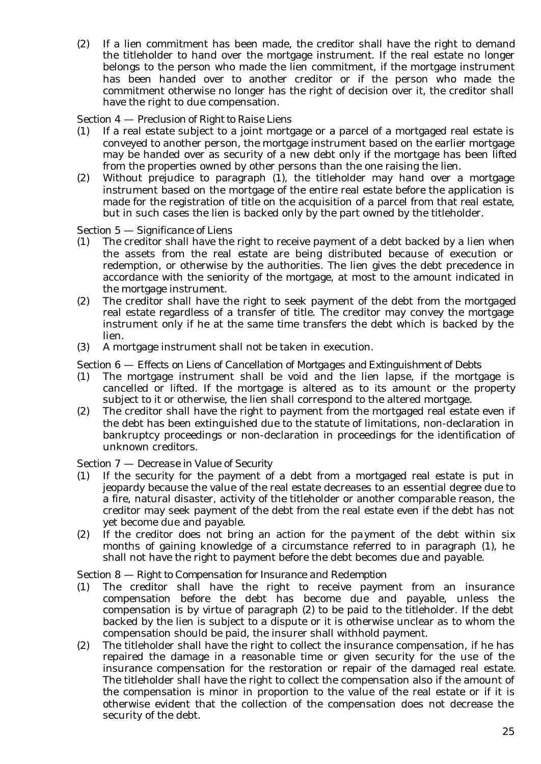(2) If a lien commitment has been made, the creditor shall have the right to demand the titleholder to hand over the mortgage instrument. If the real estate no longer belongs to the person who made the lien commitment, if the mortgage instrument has been handed over to another creditor or if the person who made the commitment otherwise no longer has the right of decision over it, the creditor shall have the right to due compensation.

Section 4 — *Preclusion of Right to Raise Liens*

(1) If a real estate subject to a joint mortgage or a parcel of a mortgaged real estate is conveyed to another person, the mortgage instrument based on the earlier mortgage may be handed over as security of a new debt only if the mortgage has been lifted from the properties owned by other persons than the one raising the lien.

(2) Without prejudice to paragraph (1), the titleholder may hand over a mortgage instrument based on the mortgage of the entire real estate before the application is made for the registration of title on the acquisition of a parcel from that real estate, but in such cases the lien is backed only by the part owned by the titleholder.

Section 5 — *Significance of Liens*

(1) The creditor shall have the right to receive payment of a debt backed by a lien when the assets from the real estate are being distributed because of execution or redemption, or otherwise by the authorities. The lien gives the debt precedence in accordance with the seniority of the mortgage, at most to the amount indicated in the mortgage instrument.

(2) The creditor shall have the right to seek payment of the debt from the mortgaged real estate regardless of a transfer of title. The creditor may convey the mortgage instrument only if he at the same time transfers the debt which is backed by the lien.

(3) A mortgage instrument shall not be taken in execution.

Section 6 — *Effects on Liens of Cancellation of Mortgages and Extinguishment of Debts*

(1) The mortgage instrument shall be void and the lien lapse, if the mortgage is cancelled or lifted. If the mortgage is altered as to its amount or the property subject to it or otherwise, the lien shall correspond to the altered mortgage.

(2) The creditor shall have the right to payment from the mortgaged real estate even if the debt has been extinguished due to the statute of limitations, non-declaration in bankruptcy proceedings or non-declaration in proceedings for the identification of unknown creditors.

Section 7 — *Decrease in Value of Security*

(1) If the security for the payment of a debt from a mortgaged real estate is put in jeopardy because the value of the real estate decreases to an essential degree due to a fire, natural disaster, activity of the titleholder or another comparable reason, the creditor may seek payment of the debt from the real estate even if the debt has not yet become due and payable.

(2) If the creditor does not bring an action for the payment of the debt within six months of gaining knowledge of a circumstance referred to in paragraph (1), he shall not have the right to payment before the debt becomes due and payable.

Section 8 — *Right to Compensation for Insurance and Redemption*

(1) The creditor shall have the right to receive payment from an insurance compensation before the debt has become due and payable, unless the compensation is by virtue of paragraph (2) to be paid to the titleholder. If the debt backed by the lien is subject to a dispute or it is otherwise unclear as to whom the compensation should be paid, the insurer shall withhold payment.

(2) The titleholder shall have the right to collect the insurance compensation, if he has repaired the damage in a reasonable time or given security for the use of the insurance compensation for the restoration or repair of the damaged real estate. The titleholder shall have the right to collect the compensation also if the amount of the compensation is minor in proportion to the value of the real estate or if it is otherwise evident that the collection of the compensation does not decrease the security of the debt.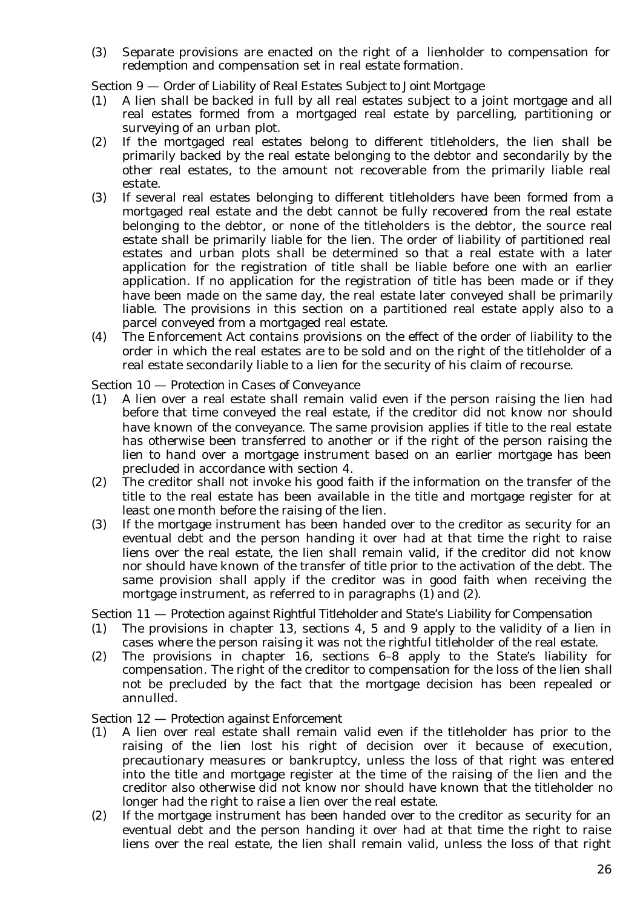(3) Separate provisions are enacted on the right of a lienholder to compensation for redemption and compensation set in real estate formation.

*Section 9 — Order of Liability of Real Estates Subject to Joint Mortgage*

(1) A lien shall be backed in full by all real estates subject to a joint mortgage and all real estates formed from a mortgaged real estate by parcelling, partitioning or surveying of an urban plot.

(2) If the mortgaged real estates belong to different titleholders, the lien shall be primarily backed by the real estate belonging to the debtor and secondarily by the other real estates, to the amount not recoverable from the primarily liable real estate.

(3) If several real estates belonging to different titleholders have been formed from a mortgaged real estate and the debt cannot be fully recovered from the real estate belonging to the debtor, or none of the titleholders is the debtor, the source real estate shall be primarily liable for the lien. The order of liability of partitioned real estates and urban plots shall be determined so that a real estate with a later application for the registration of title shall be liable before one with an earlier application. If no application for the registration of title has been made or if they have been made on the same day, the real estate later conveyed shall be primarily liable. The provisions in this section on a partitioned real estate apply also to a parcel conveyed from a mortgaged real estate.

(4) The Enforcement Act contains provisions on the effect of the order of liability to the order in which the real estates are to be sold and on the right of the titleholder of a real estate secondarily liable to a lien for the security of his claim of recourse.

*Section 10 — Protection in Cases of Conveyance*

(1) A lien over a real estate shall remain valid even if the person raising the lien had before that time conveyed the real estate, if the creditor did not know nor should have known of the conveyance. The same provision applies if title to the real estate has otherwise been transferred to another or if the right of the person raising the lien to hand over a mortgage instrument based on an earlier mortgage has been precluded in accordance with section 4.

(2) The creditor shall not invoke his good faith if the information on the transfer of the title to the real estate has been available in the title and mortgage register for at least one month before the raising of the lien.

(3) If the mortgage instrument has been handed over to the creditor as security for an eventual debt and the person handing it over had at that time the right to raise liens over the real estate, the lien shall remain valid, if the creditor did not know nor should have known of the transfer of title prior to the activation of the debt. The same provision shall apply if the creditor was in good faith when receiving the mortgage instrument, as referred to in paragraphs (1) and (2).

*Section 11 — Protection against Rightful Titleholder and State's Liability for Compensation*

(1) The provisions in chapter 13, sections 4, 5 and 9 apply to the validity of a lien in cases where the person raising it was not the rightful titleholder of the real estate.

(2) The provisions in chapter 16, sections 6–8 apply to the State's liability for compensation. The right of the creditor to compensation for the loss of the lien shall not be precluded by the fact that the mortgage decision has been repealed or annulled.

*Section 12 — Protection against Enforcement*

(1) A lien over real estate shall remain valid even if the titleholder has prior to the raising of the lien lost his right of decision over it because of execution, precautionary measures or bankruptcy, unless the loss of that right was entered into the title and mortgage register at the time of the raising of the lien and the creditor also otherwise did not know nor should have known that the titleholder no longer had the right to raise a lien over the real estate.

(2) If the mortgage instrument has been handed over to the creditor as security for an eventual debt and the person handing it over had at that time the right to raise liens over the real estate, the lien shall remain valid, unless the loss of that right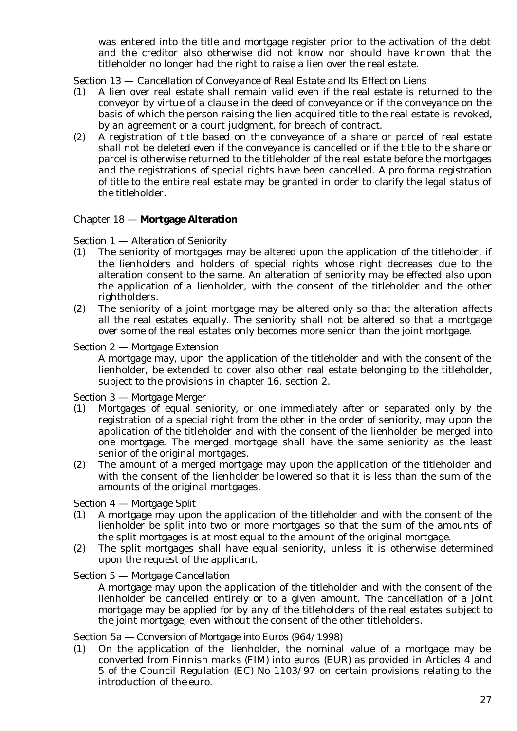was entered into the title and mortgage register prior to the activation of the debt and the creditor also otherwise did not know nor should have known that the titleholder no longer had the right to raise a lien over the real estate.

Section 13 — *Cancellation of Conveyance of Real Estate and Its Effect on Liens*

(1) A lien over real estate shall remain valid even if the real estate is returned to the conveyor by virtue of a clause in the deed of conveyance or if the conveyance on the basis of which the person raising the lien acquired title to the real estate is revoked, by an agreement or a court judgment, for breach of contract.

(2) A registration of title based on the conveyance of a share or parcel of real estate shall not be deleted even if the conveyance is cancelled or if the title to the share or parcel is otherwise returned to the titleholder of the real estate before the mortgages and the registrations of special rights have been cancelled. A pro forma registration of title to the entire real estate may be granted in order to clarify the legal status of the titleholder.

## Chapter 18 — **Mortgage Alteration**

Section 1 — *Alteration of Seniority*

(1) The seniority of mortgages may be altered upon the application of the titleholder, if the lienholders and holders of special rights whose right decreases due to the alteration consent to the same. An alteration of seniority may be effected also upon the application of a lienholder, with the consent of the titleholder and the other rightholders.

(2) The seniority of a joint mortgage may be altered only so that the alteration affects all the real estates equally. The seniority shall not be altered so that a mortgage over some of the real estates only becomes more senior than the joint mortgage.

Section 2 — *Mortgage Extension*

A mortgage may, upon the application of the titleholder and with the consent of the lienholder, be extended to cover also other real estate belonging to the titleholder, subject to the provisions in chapter 16, section 2.

Section 3 — *Mortgage Merger*

(1) Mortgages of equal seniority, or one immediately after or separated only by the registration of a special right from the other in the order of seniority, may upon the application of the titleholder and with the consent of the lienholder be merged into one mortgage. The merged mortgage shall have the same seniority as the least senior of the original mortgages.

(2) The amount of a merged mortgage may upon the application of the titleholder and with the consent of the lienholder be lowered so that it is less than the sum of the amounts of the original mortgages.

Section 4 — *Mortgage Split*

(1) A mortgage may upon the application of the titleholder and with the consent of the lienholder be split into two or more mortgages so that the sum of the amounts of the split mortgages is at most equal to the amount of the original mortgage.

(2) The split mortgages shall have equal seniority, unless it is otherwise determined upon the request of the applicant.

Section 5 — *Mortgage Cancellation*

A mortgage may upon the application of the titleholder and with the consent of the lienholder be cancelled entirely or to a given amount. The cancellation of a joint mortgage may be applied for by any of the titleholders of the real estates subject to the joint mortgage, even without the consent of the other titleholders.

Section 5a — *Conversion of Mortgage into Euros (964/1998)*

(1) On the application of the lienholder, the nominal value of a mortgage may be converted from Finnish marks (FIM) into euros (EUR) as provided in Articles 4 and 5 of the Council Regulation (EC) No 1103/97 on certain provisions relating to the introduction of the euro.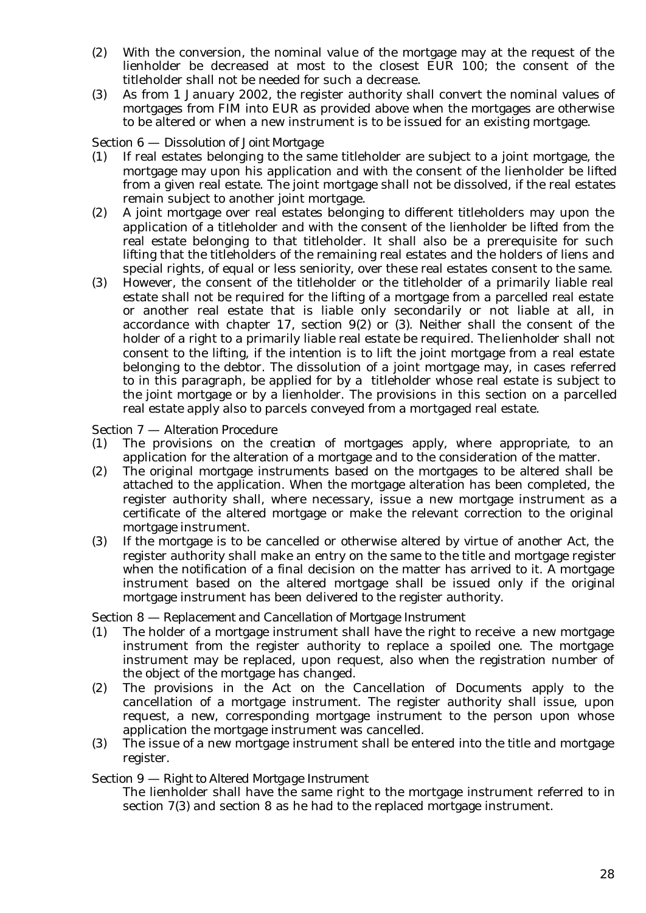(2) With the conversion, the nominal value of the mortgage may at the request of the lienholder be decreased at most to the closest EUR 100; the consent of the titleholder shall not be needed for such a decrease.

(3) As from 1 January 2002, the register authority shall convert the nominal values of mortgages from FIM into EUR as provided above when the mortgages are otherwise to be altered or when a new instrument is to be issued for an existing mortgage.

*Section 6 — Dissolution of Joint Mortgage*

(1) If real estates belonging to the same titleholder are subject to a joint mortgage, the mortgage may upon his application and with the consent of the lienholder be lifted from a given real estate. The joint mortgage shall not be dissolved, if the real estates remain subject to another joint mortgage.

(2) A joint mortgage over real estates belonging to different titleholders may upon the application of a titleholder and with the consent of the lienholder be lifted from the real estate belonging to that titleholder. It shall also be a prerequisite for such lifting that the titleholders of the remaining real estates and the holders of liens and special rights, of equal or less seniority, over these real estates consent to the same.

(3) However, the consent of the titleholder or the titleholder of a primarily liable real estate shall not be required for the lifting of a mortgage from a parcelled real estate or another real estate that is liable only secondarily or not liable at all, in accordance with chapter 17, section 9(2) or (3). Neither shall the consent of the holder of a right to a primarily liable real estate be required. The lienholder shall not consent to the lifting, if the intention is to lift the joint mortgage from a real estate belonging to the debtor. The dissolution of a joint mortgage may, in cases referred to in this paragraph, be applied for by a titleholder whose real estate is subject to the joint mortgage or by a lienholder. The provisions in this section on a parcelled real estate apply also to parcels conveyed from a mortgaged real estate.

*Section 7 — Alteration Procedure*

(1) The provisions on the creation of mortgages apply, where appropriate, to an application for the alteration of a mortgage and to the consideration of the matter.

(2) The original mortgage instruments based on the mortgages to be altered shall be attached to the application. When the mortgage alteration has been completed, the register authority shall, where necessary, issue a new mortgage instrument as a certificate of the altered mortgage or make the relevant correction to the original mortgage instrument.

(3) If the mortgage is to be cancelled or otherwise altered by virtue of another Act, the register authority shall make an entry on the same to the title and mortgage register when the notification of a final decision on the matter has arrived to it. A mortgage instrument based on the altered mortgage shall be issued only if the original mortgage instrument has been delivered to the register authority.

*Section 8 — Replacement and Cancellation of Mortgage Instrument*

(1) The holder of a mortgage instrument shall have the right to receive a new mortgage instrument from the register authority to replace a spoiled one. The mortgage instrument may be replaced, upon request, also when the registration number of the object of the mortgage has changed.

(2) The provisions in the Act on the Cancellation of Documents apply to the cancellation of a mortgage instrument. The register authority shall issue, upon request, a new, corresponding mortgage instrument to the person upon whose application the mortgage instrument was cancelled.

(3) The issue of a new mortgage instrument shall be entered into the title and mortgage register.

*Section 9 — Right to Altered Mortgage Instrument*

The lienholder shall have the same right to the mortgage instrument referred to in section 7(3) and section 8 as he had to the replaced mortgage instrument.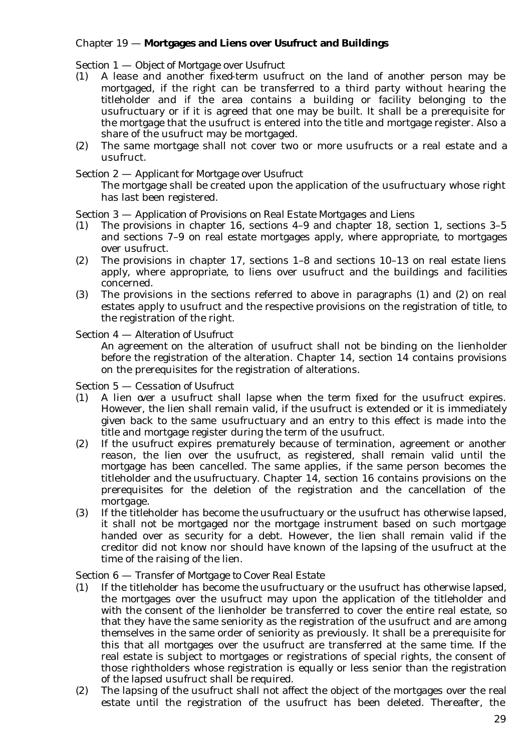## Chapter 19 — **Mortgages and Liens over Usufruct and Buildings**

### Section 1 — *Object of Mortgage over Usufruct*

(1) A lease and another fixed-term usufruct on the land of another person may be mortgaged, if the right can be transferred to a third party without hearing the titleholder and if the area contains a building or facility belonging to the usufructuary or if it is agreed that one may be built. It shall be a prerequisite for the mortgage that the usufruct is entered into the title and mortgage register. Also a share of the usufruct may be mortgaged.

(2) The same mortgage shall not cover two or more usufructs or a real estate and a usufruct.

### Section 2 — *Applicant for Mortgage over Usufruct*

The mortgage shall be created upon the application of the usufructuary whose right has last been registered.

### Section 3 — *Application of Provisions on Real Estate Mortgages and Liens*

(1) The provisions in chapter 16, sections 4–9 and chapter 18, section 1, sections 3–5 and sections 7–9 on real estate mortgages apply, where appropriate, to mortgages over usufruct.

(2) The provisions in chapter 17, sections 1–8 and sections 10–13 on real estate liens apply, where appropriate, to liens over usufruct and the buildings and facilities concerned.

(3) The provisions in the sections referred to above in paragraphs (1) and (2) on real estates apply to usufruct and the respective provisions on the registration of title, to the registration of the right.

### Section 4 — *Alteration of Usufruct*

An agreement on the alteration of usufruct shall not be binding on the lienholder before the registration of the alteration. Chapter 14, section 14 contains provisions on the prerequisites for the registration of alterations.

### Section 5 — *Cessation of Usufruct*

(1) A lien over a usufruct shall lapse when the term fixed for the usufruct expires. However, the lien shall remain valid, if the usufruct is extended or it is immediately given back to the same usufructuary and an entry to this effect is made into the title and mortgage register during the term of the usufruct.

(2) If the usufruct expires prematurely because of termination, agreement or another reason, the lien over the usufruct, as registered, shall remain valid until the mortgage has been cancelled. The same applies, if the same person becomes the titleholder and the usufructuary. Chapter 14, section 16 contains provisions on the prerequisites for the deletion of the registration and the cancellation of the mortgage.

(3) If the titleholder has become the usufructuary or the usufruct has otherwise lapsed, it shall not be mortgaged nor the mortgage instrument based on such mortgage handed over as security for a debt. However, the lien shall remain valid if the creditor did not know nor should have known of the lapsing of the usufruct at the time of the raising of the lien.

### Section 6 — *Transfer of Mortgage to Cover Real Estate*

(1) If the titleholder has become the usufructuary or the usufruct has otherwise lapsed, the mortgages over the usufruct may upon the application of the titleholder and with the consent of the lienholder be transferred to cover the entire real estate, so that they have the same seniority as the registration of the usufruct and are among themselves in the same order of seniority as previously. It shall be a prerequisite for this that all mortgages over the usufruct are transferred at the same time. If the real estate is subject to mortgages or registrations of special rights, the consent of those rightholders whose registration is equally or less senior than the registration of the lapsed usufruct shall be required.

(2) The lapsing of the usufruct shall not affect the object of the mortgages over the real estate until the registration of the usufruct has been deleted. Thereafter, the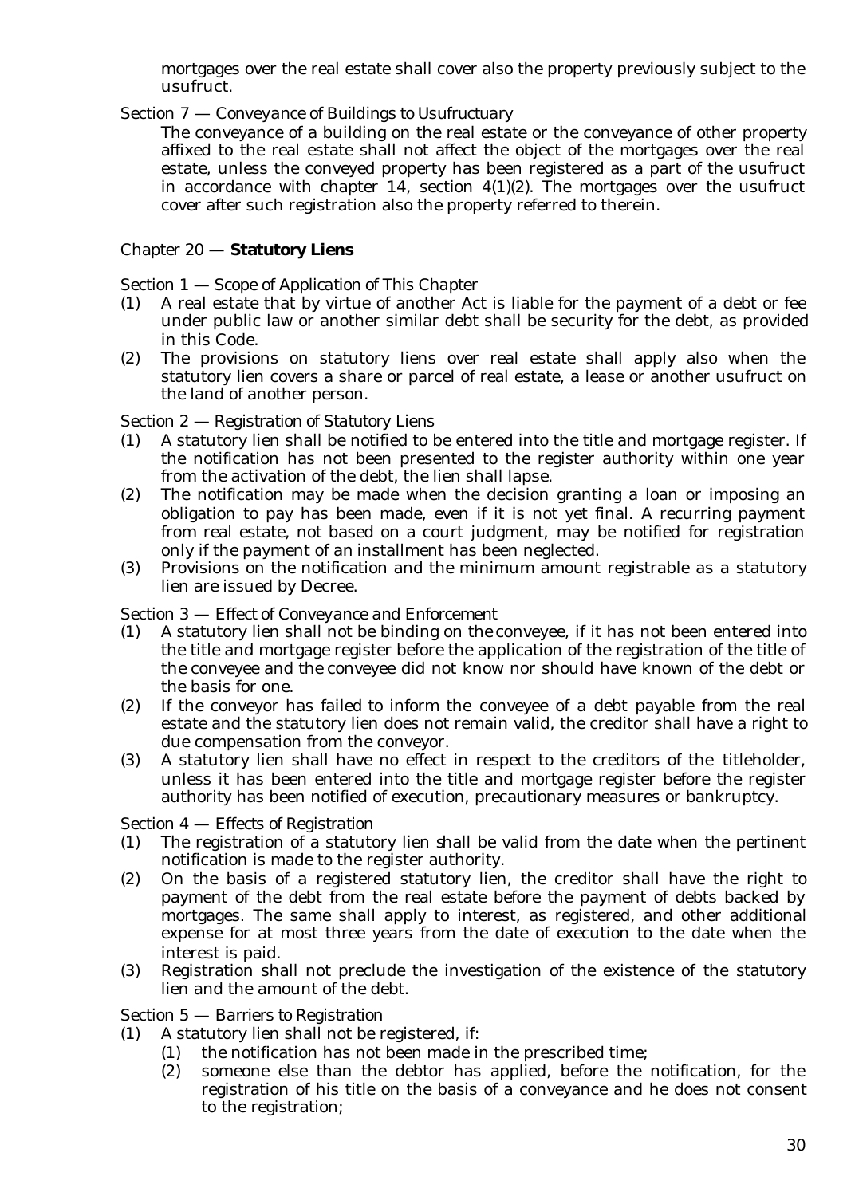mortgages over the real estate shall cover also the property previously subject to the usufruct.

Section 7 — *Conveyance of Buildings to Usufructuary*

The conveyance of a building on the real estate or the conveyance of other property affixed to the real estate shall not affect the object of the mortgages over the real estate, unless the conveyed property has been registered as a part of the usufruct in accordance with chapter 14, section 4(1)(2). The mortgages over the usufruct cover after such registration also the property referred to therein.

## Chapter 20 — **Statutory Liens**

Section 1 — *Scope of Application of This Chapter*

(1) A real estate that by virtue of another Act is liable for the payment of a debt or fee under public law or another similar debt shall be security for the debt, as provided in this Code.

(2) The provisions on statutory liens over real estate shall apply also when the statutory lien covers a share or parcel of real estate, a lease or another usufruct on the land of another person.

Section 2 — *Registration of Statutory Liens*

(1) A statutory lien shall be notified to be entered into the title and mortgage register. If the notification has not been presented to the register authority within one year from the activation of the debt, the lien shall lapse.

(2) The notification may be made when the decision granting a loan or imposing an obligation to pay has been made, even if it is not yet final. A recurring payment from real estate, not based on a court judgment, may be notified for registration only if the payment of an installment has been neglected.

(3) Provisions on the notification and the minimum amount registrable as a statutory lien are issued by Decree.

Section 3 — *Effect of Conveyance and Enforcement*

(1) A statutory lien shall not be binding on the conveyee, if it has not been entered into the title and mortgage register before the application of the registration of the title of the conveyee and the conveyee did not know nor should have known of the debt or the basis for one.

(2) If the conveyor has failed to inform the conveyee of a debt payable from the real estate and the statutory lien does not remain valid, the creditor shall have a right to due compensation from the conveyor.

(3) A statutory lien shall have no effect in respect to the creditors of the titleholder, unless it has been entered into the title and mortgage register before the register authority has been notified of execution, precautionary measures or bankruptcy.

Section 4 — *Effects of Registration*

(1) The registration of a statutory lien shall be valid from the date when the pertinent notification is made to the register authority.

(2) On the basis of a registered statutory lien, the creditor shall have the right to payment of the debt from the real estate before the payment of debts backed by mortgages. The same shall apply to interest, as registered, and other additional expense for at most three years from the date of execution to the date when the interest is paid.

(3) Registration shall not preclude the investigation of the existence of the statutory lien and the amount of the debt.

Section 5 — *Barriers to Registration*

(1) A statutory lien shall not be registered, if:

   (1) the notification has not been made in the prescribed time;

   (2) someone else than the debtor has applied, before the notification, for the registration of his title on the basis of a conveyance and he does not consent to the registration;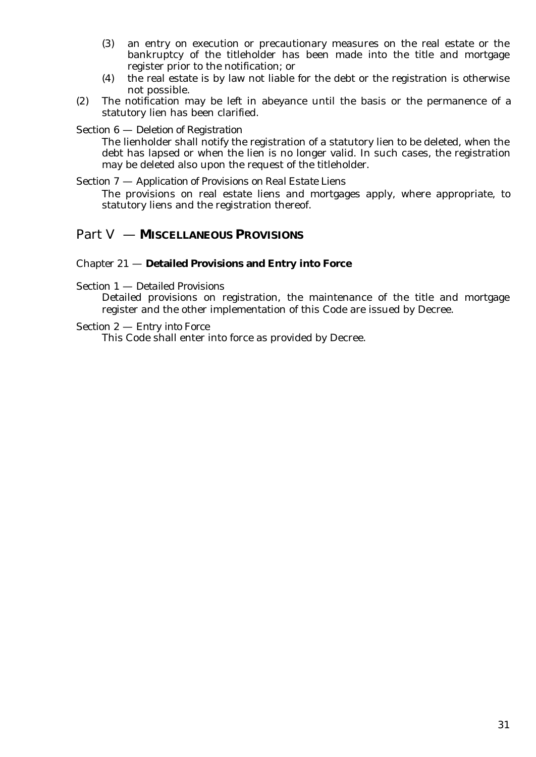(3) an entry on execution or precautionary measures on the real estate or the bankruptcy of the titleholder has been made into the title and mortgage register prior to the notification; or

(4) the real estate is by law not liable for the debt or the registration is otherwise not possible.

(2) The notification may be left in abeyance until the basis or the permanence of a statutory lien has been clarified.

Section 6 — *Deletion of Registration*

The lienholder shall notify the registration of a statutory lien to be deleted, when the debt has lapsed or when the lien is no longer valid. In such cases, the registration may be deleted also upon the request of the titleholder.

Section 7 — *Application of Provisions on Real Estate Liens*

The provisions on real estate liens and mortgages apply, where appropriate, to statutory liens and the registration thereof.

## Part V — **MISCELLANEOUS PROVISIONS**

### Chapter 21 — **Detailed Provisions and Entry into Force**

Section 1 — *Detailed Provisions*

Detailed provisions on registration, the maintenance of the title and mortgage register and the other implementation of this Code are issued by Decree.

Section 2 — *Entry into Force*

This Code shall enter into force as provided by Decree.